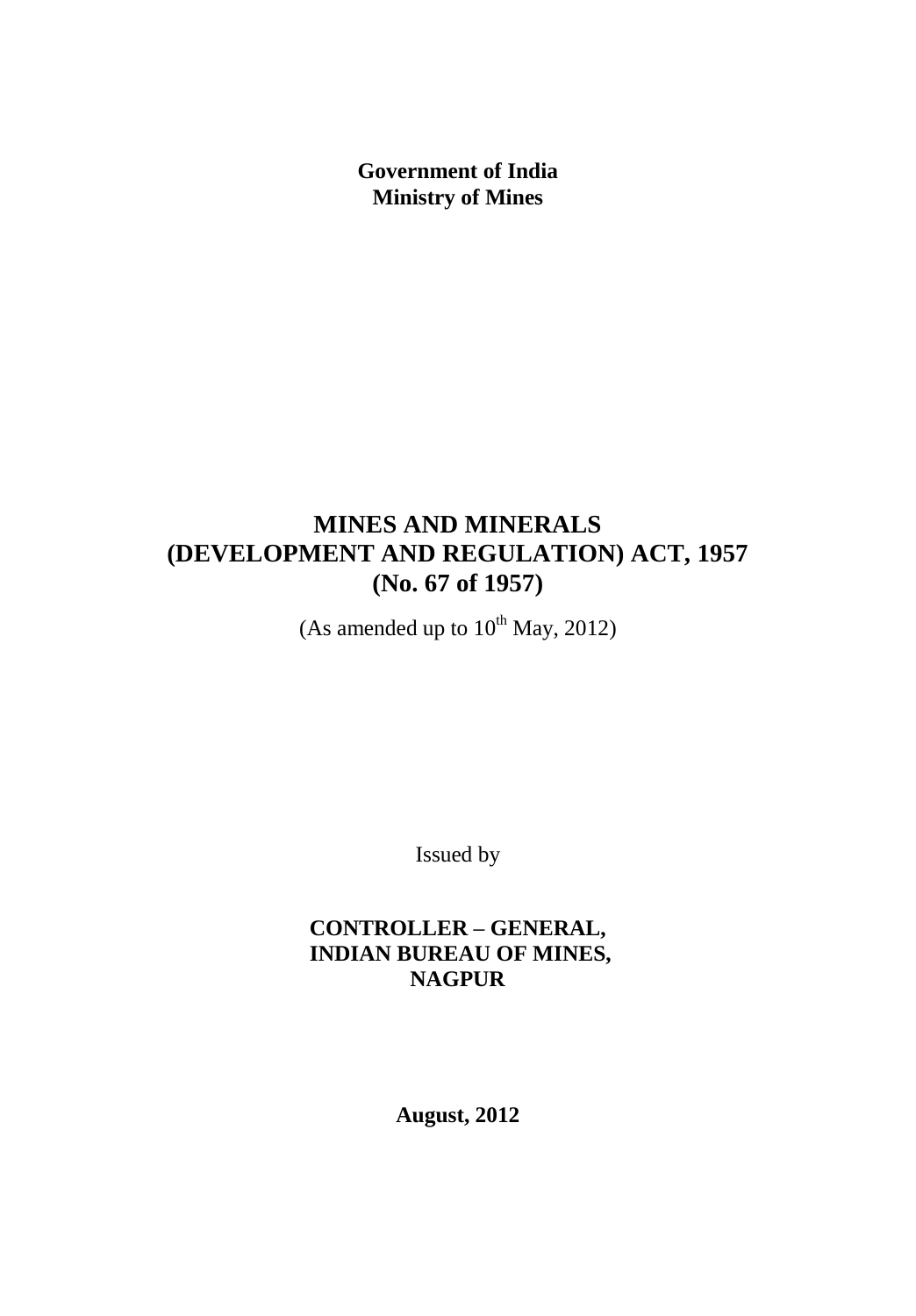**Government of India**
**Ministry of Mines**

# MINES AND MINERALS (DEVELOPMENT AND REGULATION) ACT, 1957 (No. 67 of 1957)

(As amended up to 10th May, 2012)

Issued by

**CONTROLLER – GENERAL,**
**INDIAN BUREAU OF MINES,**
**NAGPUR**

**August, 2012**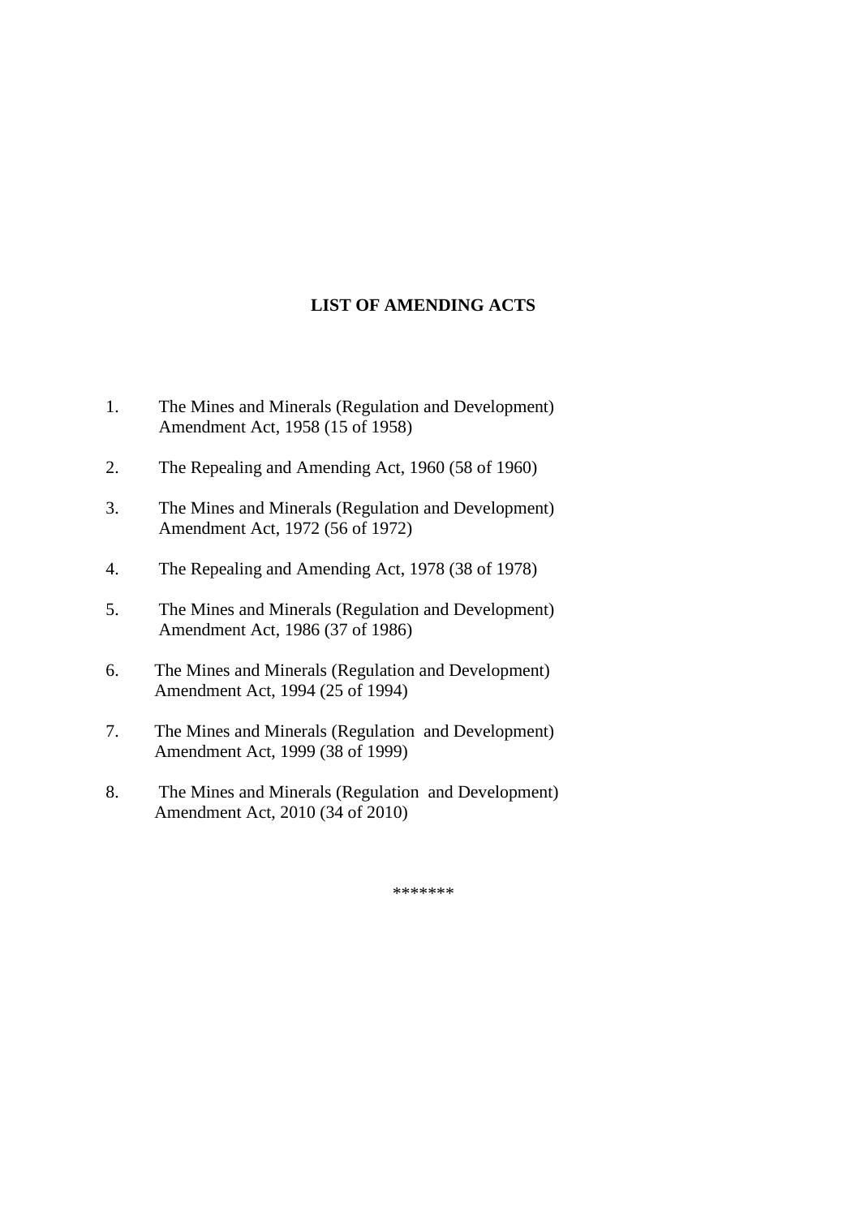## LIST OF AMENDING ACTS

1. The Mines and Minerals (Regulation and Development) Amendment Act, 1958 (15 of 1958)

2. The Repealing and Amending Act, 1960 (58 of 1960)

3. The Mines and Minerals (Regulation and Development) Amendment Act, 1972 (56 of 1972)

4. The Repealing and Amending Act, 1978 (38 of 1978)

5. The Mines and Minerals (Regulation and Development) Amendment Act, 1986 (37 of 1986)

6. The Mines and Minerals (Regulation and Development) Amendment Act, 1994 (25 of 1994)

7. The Mines and Minerals (Regulation and Development) Amendment Act, 1999 (38 of 1999)

8. The Mines and Minerals (Regulation and Development) Amendment Act, 2010 (34 of 2010)

*******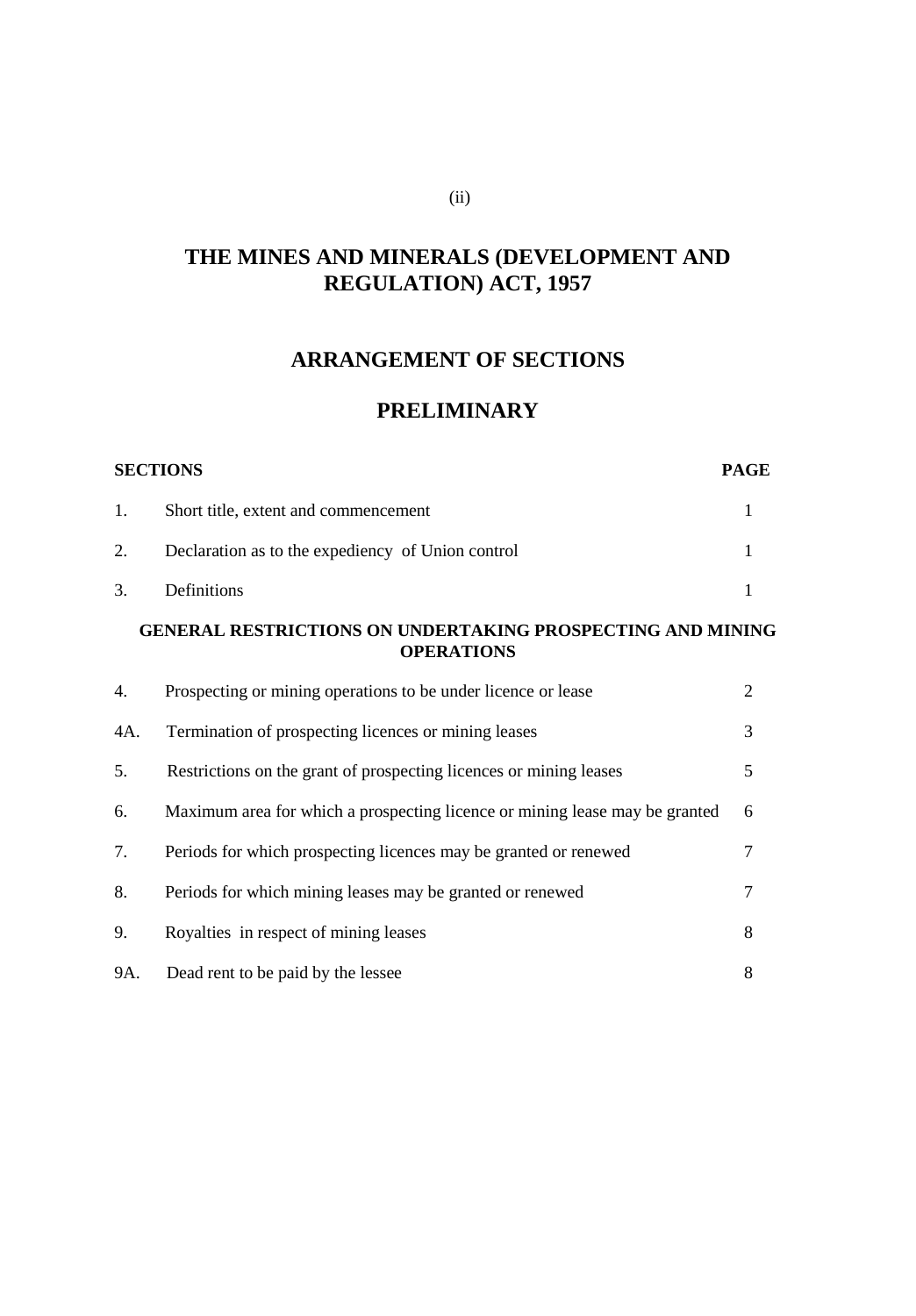# THE MINES AND MINERALS (DEVELOPMENT AND REGULATION) ACT, 1957

## ARRANGEMENT OF SECTIONS

## PRELIMINARY

| SECTIONS | | PAGE |
|---|---|---|
| 1. | Short title, extent and commencement | 1 |
| 2. | Declaration as to the expediency of Union control | 1 |
| 3. | Definitions | 1 |

### GENERAL RESTRICTIONS ON UNDERTAKING PROSPECTING AND MINING OPERATIONS

| | | |
|---|---|---|
| 4. | Prospecting or mining operations to be under licence or lease | 2 |
| 4A. | Termination of prospecting licences or mining leases | 3 |
| 5. | Restrictions on the grant of prospecting licences or mining leases | 5 |
| 6. | Maximum area for which a prospecting licence or mining lease may be granted | 6 |
| 7. | Periods for which prospecting licences may be granted or renewed | 7 |
| 8. | Periods for which mining leases may be granted or renewed | 7 |
| 9. | Royalties in respect of mining leases | 8 |
| 9A. | Dead rent to be paid by the lessee | 8 |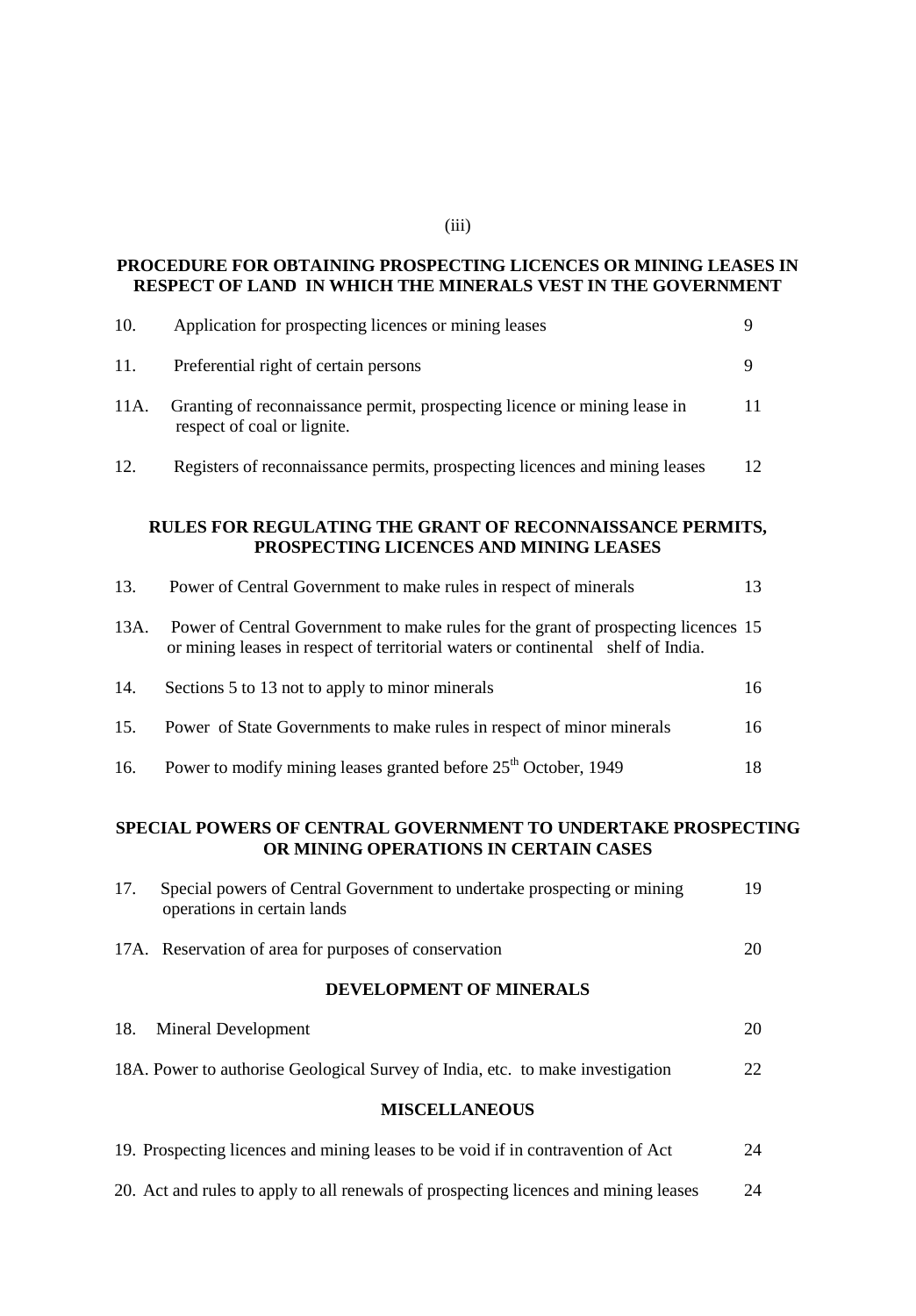## PROCEDURE FOR OBTAINING PROSPECTING LICENCES OR MINING LEASES IN RESPECT OF LAND IN WHICH THE MINERALS VEST IN THE GOVERNMENT

| | | |
|---|---|---|
| 10. | Application for prospecting licences or mining leases | 9 |
| 11. | Preferential right of certain persons | 9 |
| 11A. | Granting of reconnaissance permit, prospecting licence or mining lease in respect of coal or lignite. | 11 |
| 12. | Registers of reconnaissance permits, prospecting licences and mining leases | 12 |

## RULES FOR REGULATING THE GRANT OF RECONNAISSANCE PERMITS, PROSPECTING LICENCES AND MINING LEASES

| | | |
|---|---|---|
| 13. | Power of Central Government to make rules in respect of minerals | 13 |
| 13A. | Power of Central Government to make rules for the grant of prospecting licences or mining leases in respect of territorial waters or continental shelf of India. | 15 |
| 14. | Sections 5 to 13 not to apply to minor minerals | 16 |
| 15. | Power of State Governments to make rules in respect of minor minerals | 16 |
| 16. | Power to modify mining leases granted before 25th October, 1949 | 18 |

## SPECIAL POWERS OF CENTRAL GOVERNMENT TO UNDERTAKE PROSPECTING OR MINING OPERATIONS IN CERTAIN CASES

| | | |
|---|---|---|
| 17. | Special powers of Central Government to undertake prospecting or mining operations in certain lands | 19 |
| 17A. | Reservation of area for purposes of conservation | 20 |

## DEVELOPMENT OF MINERALS

| | | |
|---|---|---|
| 18. | Mineral Development | 20 |
| 18A. | Power to authorise Geological Survey of India, etc. to make investigation | 22 |

## MISCELLANEOUS

| | | |
|---|---|---|
| 19. | Prospecting licences and mining leases to be void if in contravention of Act | 24 |
| 20. | Act and rules to apply to all renewals of prospecting licences and mining leases | 24 |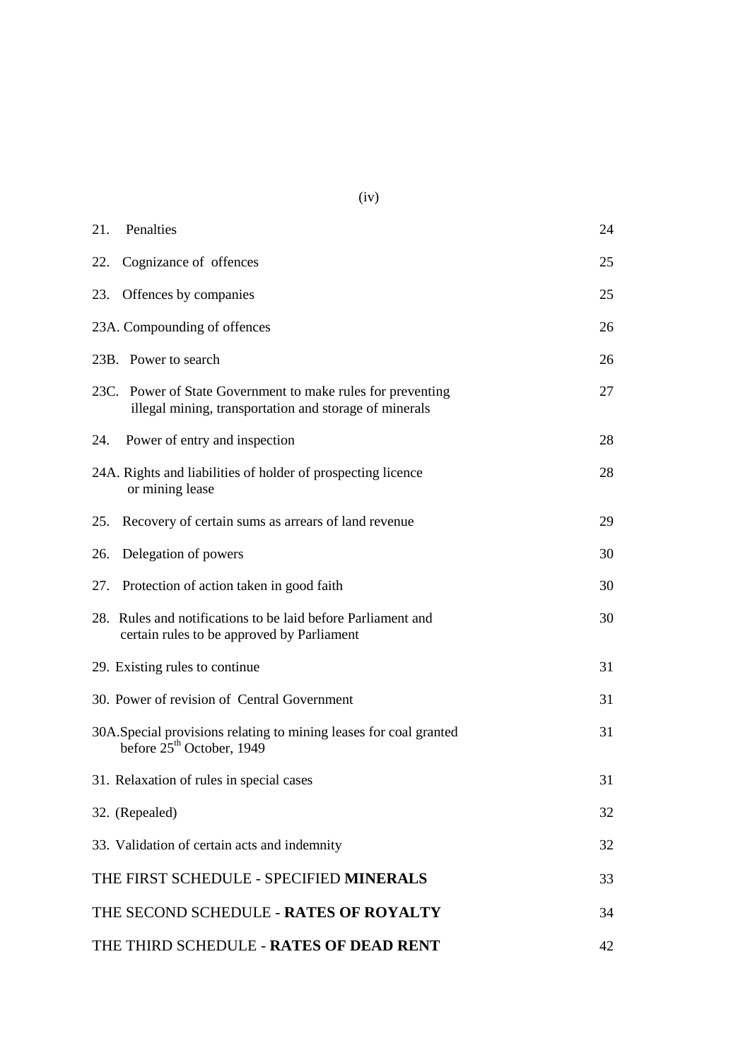| | |
|---|---|
| 21. Penalties | 24 |
| 22. Cognizance of offences | 25 |
| 23. Offences by companies | 25 |
| 23A. Compounding of offences | 26 |
| 23B. Power to search | 26 |
| 23C. Power of State Government to make rules for preventing illegal mining, transportation and storage of minerals | 27 |
| 24. Power of entry and inspection | 28 |
| 24A. Rights and liabilities of holder of prospecting licence or mining lease | 28 |
| 25. Recovery of certain sums as arrears of land revenue | 29 |
| 26. Delegation of powers | 30 |
| 27. Protection of action taken in good faith | 30 |
| 28. Rules and notifications to be laid before Parliament and certain rules to be approved by Parliament | 30 |
| 29. Existing rules to continue | 31 |
| 30. Power of revision of Central Government | 31 |
| 30A. Special provisions relating to mining leases for coal granted before 25th October, 1949 | 31 |
| 31. Relaxation of rules in special cases | 31 |
| 32. (Repealed) | 32 |
| 33. Validation of certain acts and indemnity | 32 |
| THE FIRST SCHEDULE - SPECIFIED **MINERALS** | 33 |
| THE SECOND SCHEDULE - **RATES OF ROYALTY** | 34 |
| THE THIRD SCHEDULE - **RATES OF DEAD RENT** | 42 |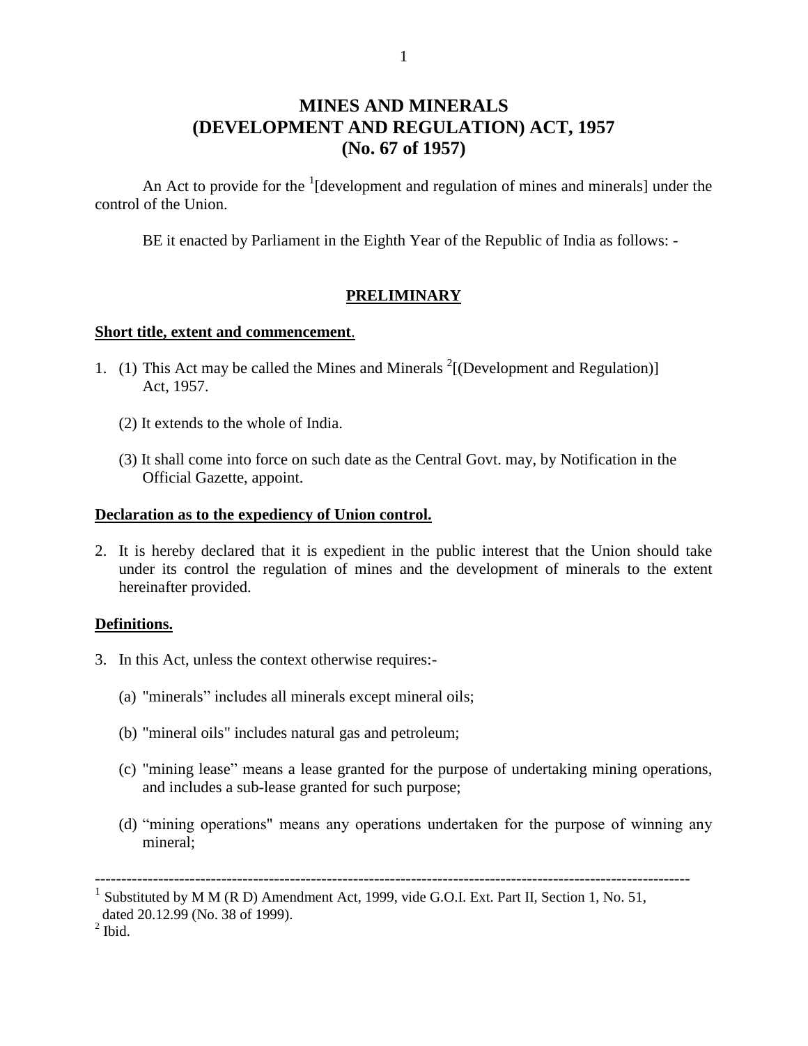# MINES AND MINERALS
# (DEVELOPMENT AND REGULATION) ACT, 1957
# (No. 67 of 1957)

An Act to provide for the [1][development and regulation of mines and minerals] under the control of the Union.

BE it enacted by Parliament in the Eighth Year of the Republic of India as follows: -

## PRELIMINARY

**Short title, extent and commencement**.

1. (1) This Act may be called the Mines and Minerals [2][(Development and Regulation)] Act, 1957.

   (2) It extends to the whole of India.

   (3) It shall come into force on such date as the Central Govt. may, by Notification in the Official Gazette, appoint.

**Declaration as to the expediency of Union control.**

2. It is hereby declared that it is expedient in the public interest that the Union should take under its control the regulation of mines and the development of minerals to the extent hereinafter provided.

**Definitions.**

3. In this Act, unless the context otherwise requires:-

   (a) "minerals" includes all minerals except mineral oils;

   (b) "mineral oils" includes natural gas and petroleum;

   (c) "mining lease" means a lease granted for the purpose of undertaking mining operations, and includes a sub-lease granted for such purpose;

   (d) "mining operations" means any operations undertaken for the purpose of winning any mineral;

---

[1] Substituted by M M (R D) Amendment Act, 1999, vide G.O.I. Ext. Part II, Section 1, No. 51, dated 20.12.99 (No. 38 of 1999).

[2] Ibid.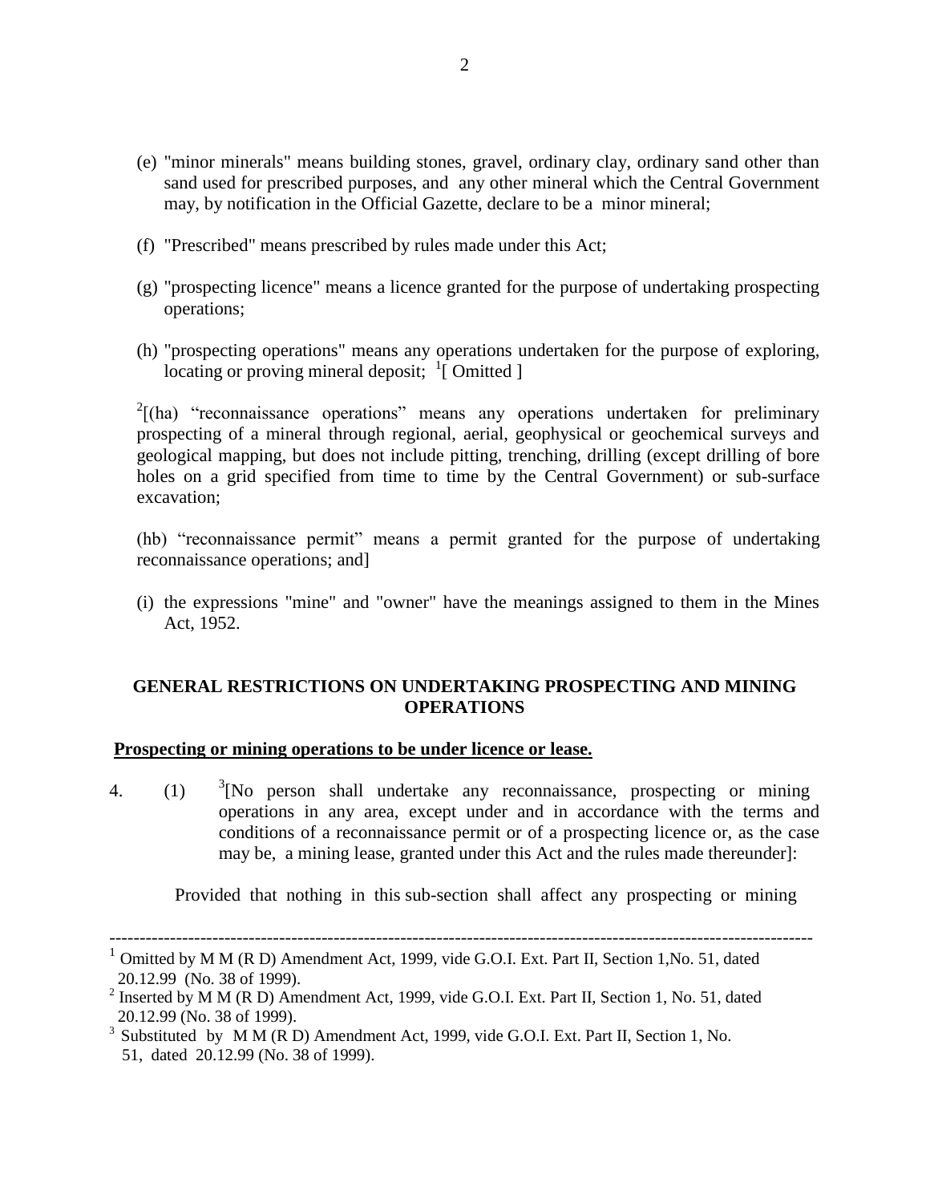(e) "minor minerals" means building stones, gravel, ordinary clay, ordinary sand other than sand used for prescribed purposes, and any other mineral which the Central Government may, by notification in the Official Gazette, declare to be a minor mineral;

(f) "Prescribed" means prescribed by rules made under this Act;

(g) "prospecting licence" means a licence granted for the purpose of undertaking prospecting operations;

(h) "prospecting operations" means any operations undertaken for the purpose of exploring, locating or proving mineral deposit; [1][ Omitted ]

[2][(ha) "reconnaissance operations" means any operations undertaken for preliminary prospecting of a mineral through regional, aerial, geophysical or geochemical surveys and geological mapping, but does not include pitting, trenching, drilling (except drilling of bore holes on a grid specified from time to time by the Central Government) or sub-surface excavation;

(hb) "reconnaissance permit" means a permit granted for the purpose of undertaking reconnaissance operations; and]

(i) the expressions "mine" and "owner" have the meanings assigned to them in the Mines Act, 1952.

## GENERAL RESTRICTIONS ON UNDERTAKING PROSPECTING AND MINING OPERATIONS

**Prospecting or mining operations to be under licence or lease.**

4. (1) [3][No person shall undertake any reconnaissance, prospecting or mining operations in any area, except under and in accordance with the terms and conditions of a reconnaissance permit or of a prospecting licence or, as the case may be, a mining lease, granted under this Act and the rules made thereunder]:

Provided that nothing in this sub-section shall affect any prospecting or mining

---

[1] Omitted by M M (R D) Amendment Act, 1999, vide G.O.I. Ext. Part II, Section 1,No. 51, dated 20.12.99 (No. 38 of 1999).

[2] Inserted by M M (R D) Amendment Act, 1999, vide G.O.I. Ext. Part II, Section 1, No. 51, dated 20.12.99 (No. 38 of 1999).

[3] Substituted by M M (R D) Amendment Act, 1999, vide G.O.I. Ext. Part II, Section 1, No. 51, dated 20.12.99 (No. 38 of 1999).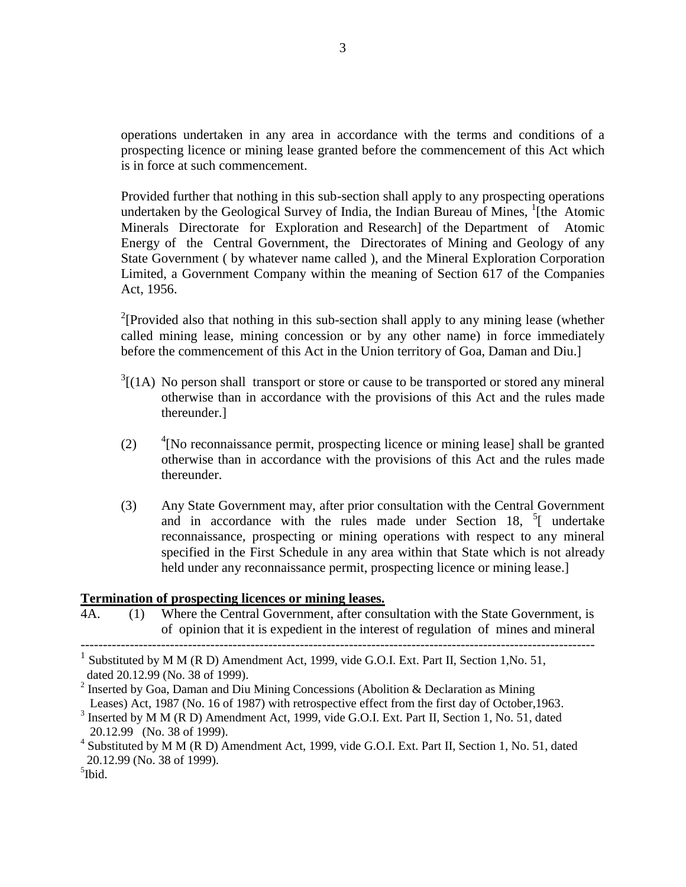operations undertaken in any area in accordance with the terms and conditions of a prospecting licence or mining lease granted before the commencement of this Act which is in force at such commencement.

Provided further that nothing in this sub-section shall apply to any prospecting operations undertaken by the Geological Survey of India, the Indian Bureau of Mines, [1][the Atomic Minerals Directorate for Exploration and Research] of the Department of Atomic Energy of the Central Government, the Directorates of Mining and Geology of any State Government ( by whatever name called ), and the Mineral Exploration Corporation Limited, a Government Company within the meaning of Section 617 of the Companies Act, 1956.

[2][Provided also that nothing in this sub-section shall apply to any mining lease (whether called mining lease, mining concession or by any other name) in force immediately before the commencement of this Act in the Union territory of Goa, Daman and Diu.]

[3][(1A) No person shall transport or store or cause to be transported or stored any mineral otherwise than in accordance with the provisions of this Act and the rules made thereunder.]

(2) [4][No reconnaissance permit, prospecting licence or mining lease] shall be granted otherwise than in accordance with the provisions of this Act and the rules made thereunder.

(3) Any State Government may, after prior consultation with the Central Government and in accordance with the rules made under Section 18, [5][ undertake reconnaissance, prospecting or mining operations with respect to any mineral specified in the First Schedule in any area within that State which is not already held under any reconnaissance permit, prospecting licence or mining lease.]

**Termination of prospecting licences or mining leases.**

4A. (1) Where the Central Government, after consultation with the State Government, is of opinion that it is expedient in the interest of regulation of mines and mineral

---

[1] Substituted by M M (R D) Amendment Act, 1999, vide G.O.I. Ext. Part II, Section 1,No. 51, dated 20.12.99 (No. 38 of 1999).

[2] Inserted by Goa, Daman and Diu Mining Concessions (Abolition & Declaration as Mining Leases) Act, 1987 (No. 16 of 1987) with retrospective effect from the first day of October,1963.

[3] Inserted by M M (R D) Amendment Act, 1999, vide G.O.I. Ext. Part II, Section 1, No. 51, dated 20.12.99 (No. 38 of 1999).

[4] Substituted by M M (R D) Amendment Act, 1999, vide G.O.I. Ext. Part II, Section 1, No. 51, dated 20.12.99 (No. 38 of 1999).

[5] Ibid.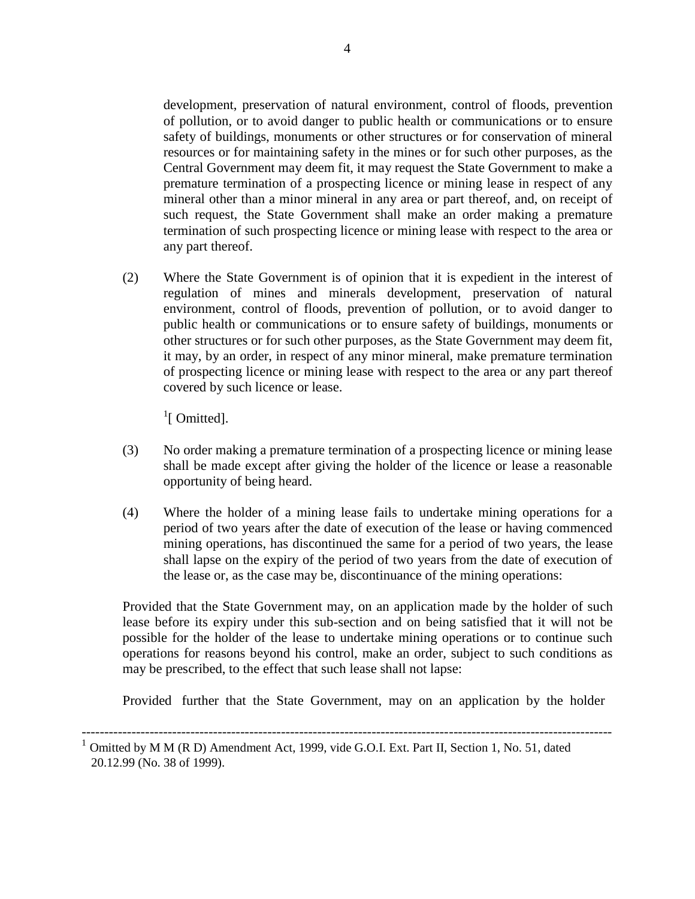development, preservation of natural environment, control of floods, prevention of pollution, or to avoid danger to public health or communications or to ensure safety of buildings, monuments or other structures or for conservation of mineral resources or for maintaining safety in the mines or for such other purposes, as the Central Government may deem fit, it may request the State Government to make a premature termination of a prospecting licence or mining lease in respect of any mineral other than a minor mineral in any area or part thereof, and, on receipt of such request, the State Government shall make an order making a premature termination of such prospecting licence or mining lease with respect to the area or any part thereof.

(2) Where the State Government is of opinion that it is expedient in the interest of regulation of mines and minerals development, preservation of natural environment, control of floods, prevention of pollution, or to avoid danger to public health or communications or to ensure safety of buildings, monuments or other structures or for such other purposes, as the State Government may deem fit, it may, by an order, in respect of any minor mineral, make premature termination of prospecting licence or mining lease with respect to the area or any part thereof covered by such licence or lease.

[1][ Omitted].

(3) No order making a premature termination of a prospecting licence or mining lease shall be made except after giving the holder of the licence or lease a reasonable opportunity of being heard.

(4) Where the holder of a mining lease fails to undertake mining operations for a period of two years after the date of execution of the lease or having commenced mining operations, has discontinued the same for a period of two years, the lease shall lapse on the expiry of the period of two years from the date of execution of the lease or, as the case may be, discontinuance of the mining operations:

Provided that the State Government may, on an application made by the holder of such lease before its expiry under this sub-section and on being satisfied that it will not be possible for the holder of the lease to undertake mining operations or to continue such operations for reasons beyond his control, make an order, subject to such conditions as may be prescribed, to the effect that such lease shall not lapse:

Provided further that the State Government, may on an application by the holder

---

[1] Omitted by M M (R D) Amendment Act, 1999, vide G.O.I. Ext. Part II, Section 1, No. 51, dated 20.12.99 (No. 38 of 1999).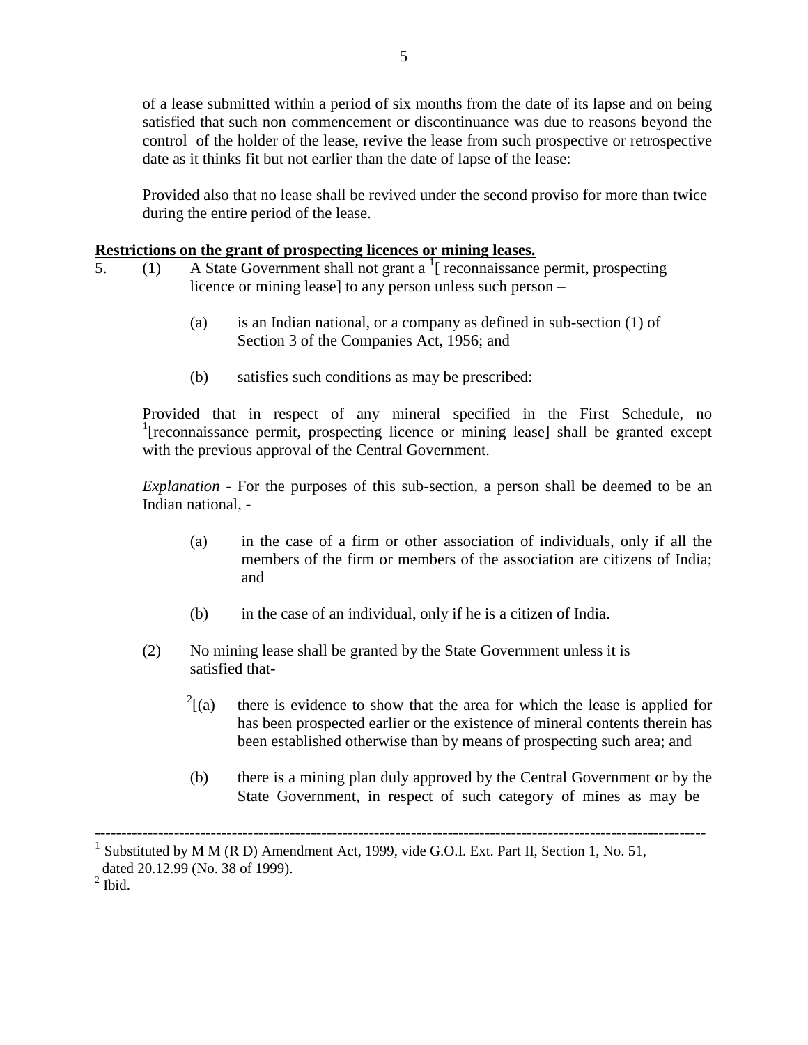of a lease submitted within a period of six months from the date of its lapse and on being satisfied that such non commencement or discontinuance was due to reasons beyond the control of the holder of the lease, revive the lease from such prospective or retrospective date as it thinks fit but not earlier than the date of lapse of the lease:

Provided also that no lease shall be revived under the second proviso for more than twice during the entire period of the lease.

**Restrictions on the grant of prospecting licences or mining leases.**

5. (1) A State Government shall not grant a [1][ reconnaissance permit, prospecting licence or mining lease] to any person unless such person –

   (a) is an Indian national, or a company as defined in sub-section (1) of Section 3 of the Companies Act, 1956; and

   (b) satisfies such conditions as may be prescribed:

Provided that in respect of any mineral specified in the First Schedule, no [1][reconnaissance permit, prospecting licence or mining lease] shall be granted except with the previous approval of the Central Government.

*Explanation* - For the purposes of this sub-section, a person shall be deemed to be an Indian national, -

   (a) in the case of a firm or other association of individuals, only if all the members of the firm or members of the association are citizens of India; and

   (b) in the case of an individual, only if he is a citizen of India.

(2) No mining lease shall be granted by the State Government unless it is satisfied that-

   [2][(a) there is evidence to show that the area for which the lease is applied for has been prospected earlier or the existence of mineral contents therein has been established otherwise than by means of prospecting such area; and

   (b) there is a mining plan duly approved by the Central Government or by the State Government, in respect of such category of mines as may be

---

[1] Substituted by M M (R D) Amendment Act, 1999, vide G.O.I. Ext. Part II, Section 1, No. 51, dated 20.12.99 (No. 38 of 1999).

[2] Ibid.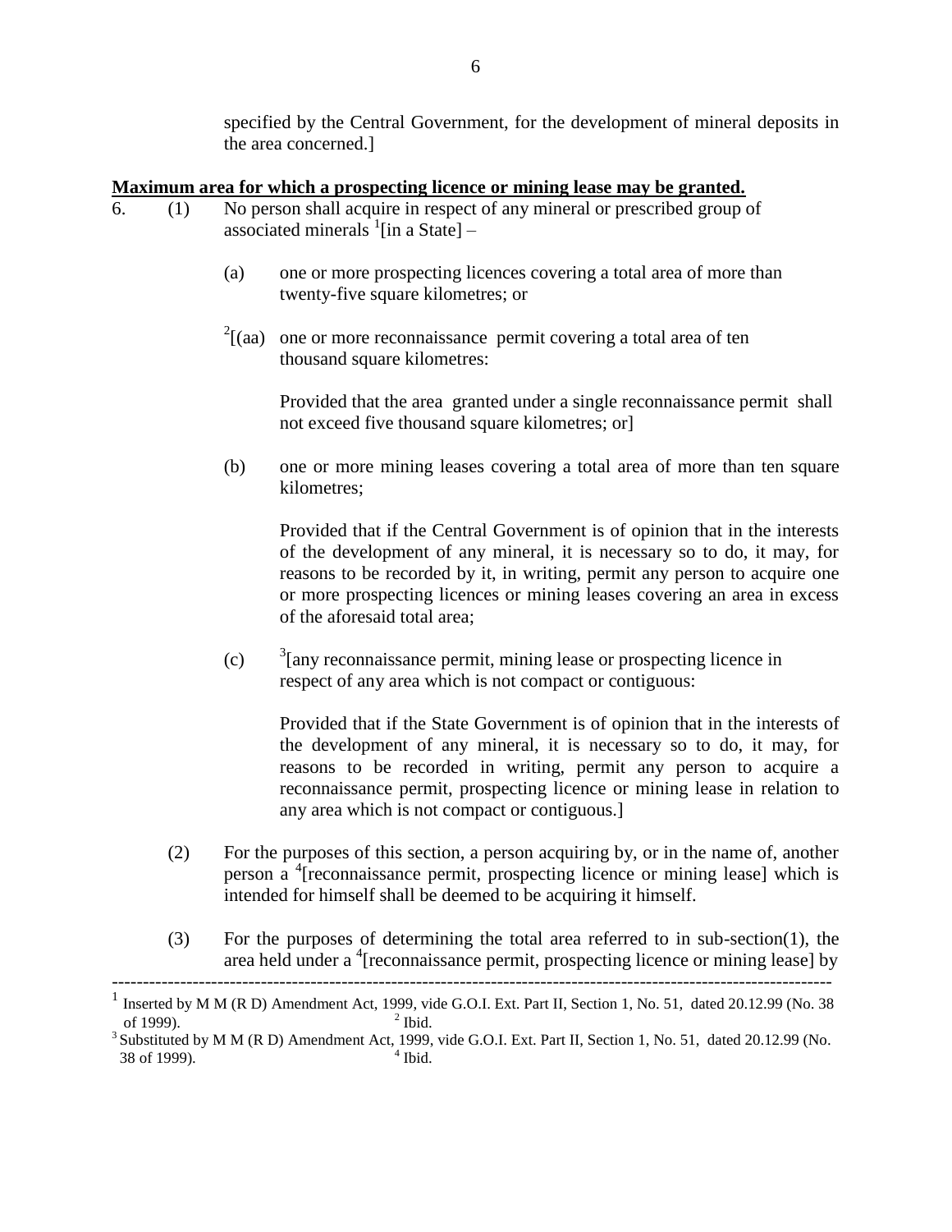specified by the Central Government, for the development of mineral deposits in the area concerned.]

**Maximum area for which a prospecting licence or mining lease may be granted.**

6. (1) No person shall acquire in respect of any mineral or prescribed group of associated minerals [1][in a State] –

   (a) one or more prospecting licences covering a total area of more than twenty-five square kilometres; or

   [2][(aa) one or more reconnaissance permit covering a total area of ten thousand square kilometres:

   Provided that the area granted under a single reconnaissance permit shall not exceed five thousand square kilometres; or]

   (b) one or more mining leases covering a total area of more than ten square kilometres;

   Provided that if the Central Government is of opinion that in the interests of the development of any mineral, it is necessary so to do, it may, for reasons to be recorded by it, in writing, permit any person to acquire one or more prospecting licences or mining leases covering an area in excess of the aforesaid total area;

   (c) [3][any reconnaissance permit, mining lease or prospecting licence in respect of any area which is not compact or contiguous:

   Provided that if the State Government is of opinion that in the interests of the development of any mineral, it is necessary so to do, it may, for reasons to be recorded in writing, permit any person to acquire a reconnaissance permit, prospecting licence or mining lease in relation to any area which is not compact or contiguous.]

(2) For the purposes of this section, a person acquiring by, or in the name of, another person a [4][reconnaissance permit, prospecting licence or mining lease] which is intended for himself shall be deemed to be acquiring it himself.

(3) For the purposes of determining the total area referred to in sub-section(1), the area held under a [4][reconnaissance permit, prospecting licence or mining lease] by

---

[1] Inserted by M M (R D) Amendment Act, 1999, vide G.O.I. Ext. Part II, Section 1, No. 51, dated 20.12.99 (No. 38 of 1999). [2] Ibid.

[3] Substituted by M M (R D) Amendment Act, 1999, vide G.O.I. Ext. Part II, Section 1, No. 51, dated 20.12.99 (No. 38 of 1999). [4] Ibid.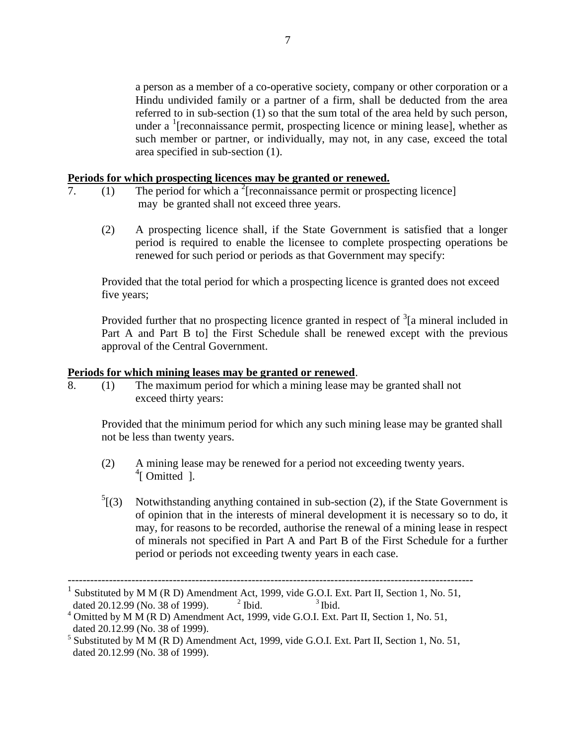a person as a member of a co-operative society, company or other corporation or a Hindu undivided family or a partner of a firm, shall be deducted from the area referred to in sub-section (1) so that the sum total of the area held by such person, under a [1][reconnaissance permit, prospecting licence or mining lease], whether as such member or partner, or individually, may not, in any case, exceed the total area specified in sub-section (1).

**Periods for which prospecting licences may be granted or renewed.**

7. (1) The period for which a [2][reconnaissance permit or prospecting licence] may be granted shall not exceed three years.

(2) A prospecting licence shall, if the State Government is satisfied that a longer period is required to enable the licensee to complete prospecting operations be renewed for such period or periods as that Government may specify:

Provided that the total period for which a prospecting licence is granted does not exceed five years;

Provided further that no prospecting licence granted in respect of [3][a mineral included in Part A and Part B to] the First Schedule shall be renewed except with the previous approval of the Central Government.

**Periods for which mining leases may be granted or renewed**.

8. (1) The maximum period for which a mining lease may be granted shall not exceed thirty years:

Provided that the minimum period for which any such mining lease may be granted shall not be less than twenty years.

(2) A mining lease may be renewed for a period not exceeding twenty years. [4][ Omitted ].

[5][(3) Notwithstanding anything contained in sub-section (2), if the State Government is of opinion that in the interests of mineral development it is necessary so to do, it may, for reasons to be recorded, authorise the renewal of a mining lease in respect of minerals not specified in Part A and Part B of the First Schedule for a further period or periods not exceeding twenty years in each case.

---

[1] Substituted by M M (R D) Amendment Act, 1999, vide G.O.I. Ext. Part II, Section 1, No. 51, dated 20.12.99 (No. 38 of 1999). [2] Ibid. [3] Ibid.

[4] Omitted by M M (R D) Amendment Act, 1999, vide G.O.I. Ext. Part II, Section 1, No. 51, dated 20.12.99 (No. 38 of 1999).

[5] Substituted by M M (R D) Amendment Act, 1999, vide G.O.I. Ext. Part II, Section 1, No. 51, dated 20.12.99 (No. 38 of 1999).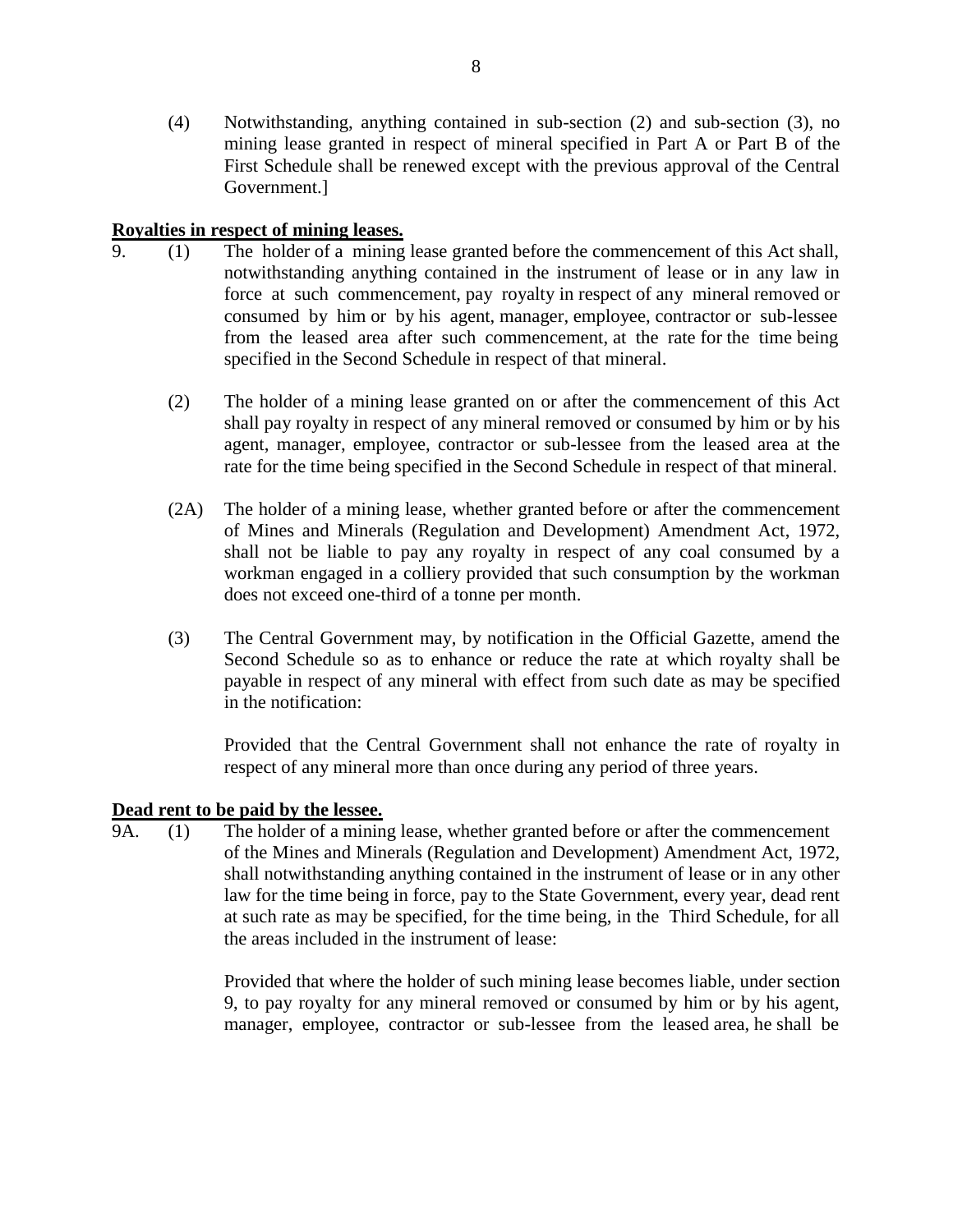(4) Notwithstanding, anything contained in sub-section (2) and sub-section (3), no mining lease granted in respect of mineral specified in Part A or Part B of the First Schedule shall be renewed except with the previous approval of the Central Government.]

**Royalties in respect of mining leases.**

9. (1) The holder of a mining lease granted before the commencement of this Act shall, notwithstanding anything contained in the instrument of lease or in any law in force at such commencement, pay royalty in respect of any mineral removed or consumed by him or by his agent, manager, employee, contractor or sub-lessee from the leased area after such commencement, at the rate for the time being specified in the Second Schedule in respect of that mineral.

(2) The holder of a mining lease granted on or after the commencement of this Act shall pay royalty in respect of any mineral removed or consumed by him or by his agent, manager, employee, contractor or sub-lessee from the leased area at the rate for the time being specified in the Second Schedule in respect of that mineral.

(2A) The holder of a mining lease, whether granted before or after the commencement of Mines and Minerals (Regulation and Development) Amendment Act, 1972, shall not be liable to pay any royalty in respect of any coal consumed by a workman engaged in a colliery provided that such consumption by the workman does not exceed one-third of a tonne per month.

(3) The Central Government may, by notification in the Official Gazette, amend the Second Schedule so as to enhance or reduce the rate at which royalty shall be payable in respect of any mineral with effect from such date as may be specified in the notification:

Provided that the Central Government shall not enhance the rate of royalty in respect of any mineral more than once during any period of three years.

**Dead rent to be paid by the lessee.**

9A. (1) The holder of a mining lease, whether granted before or after the commencement of the Mines and Minerals (Regulation and Development) Amendment Act, 1972, shall notwithstanding anything contained in the instrument of lease or in any other law for the time being in force, pay to the State Government, every year, dead rent at such rate as may be specified, for the time being, in the Third Schedule, for all the areas included in the instrument of lease:

Provided that where the holder of such mining lease becomes liable, under section 9, to pay royalty for any mineral removed or consumed by him or by his agent, manager, employee, contractor or sub-lessee from the leased area, he shall be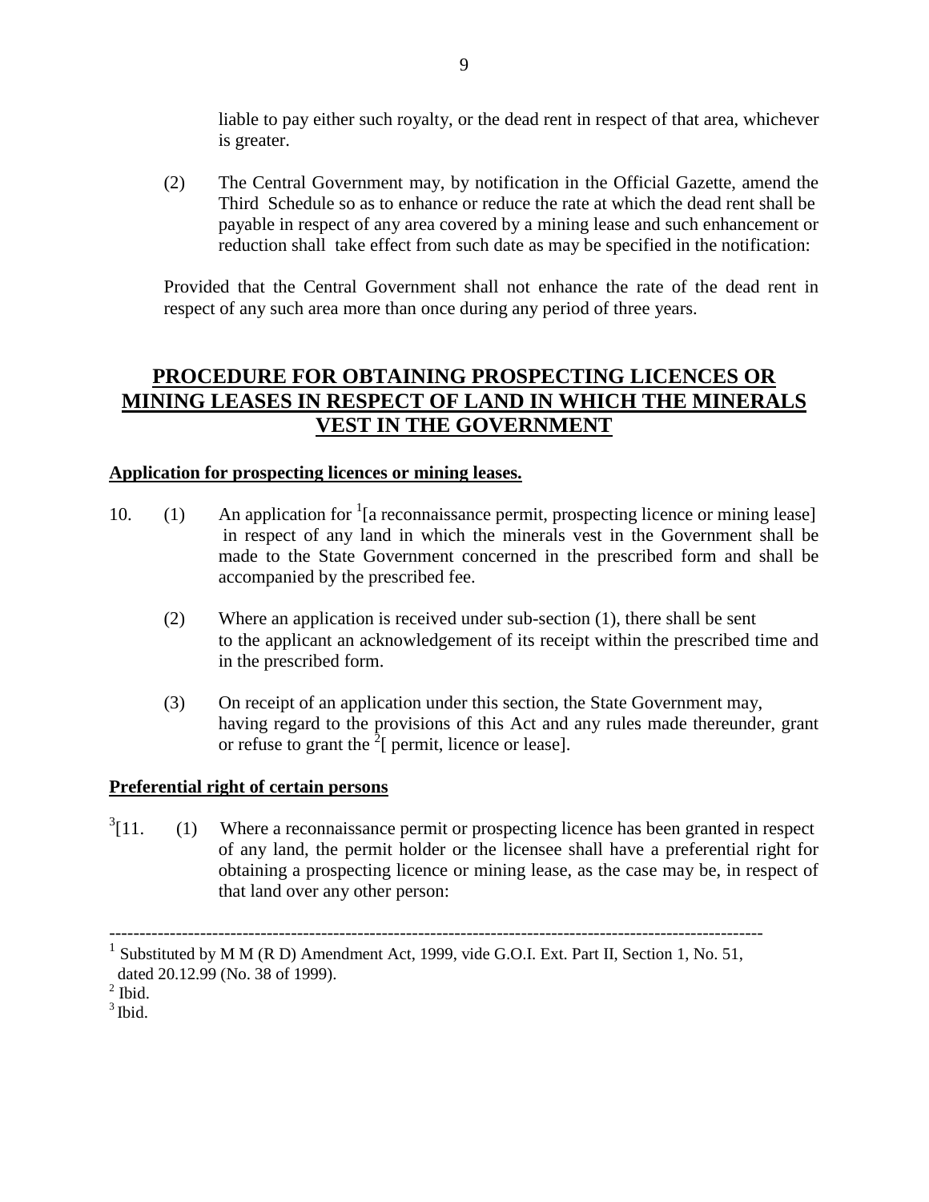liable to pay either such royalty, or the dead rent in respect of that area, whichever is greater.

(2) The Central Government may, by notification in the Official Gazette, amend the Third Schedule so as to enhance or reduce the rate at which the dead rent shall be payable in respect of any area covered by a mining lease and such enhancement or reduction shall take effect from such date as may be specified in the notification:

Provided that the Central Government shall not enhance the rate of the dead rent in respect of any such area more than once during any period of three years.

## PROCEDURE FOR OBTAINING PROSPECTING LICENCES OR MINING LEASES IN RESPECT OF LAND IN WHICH THE MINERALS VEST IN THE GOVERNMENT

### Application for prospecting licences or mining leases.

10. (1) An application for [1][a reconnaissance permit, prospecting licence or mining lease] in respect of any land in which the minerals vest in the Government shall be made to the State Government concerned in the prescribed form and shall be accompanied by the prescribed fee.

(2) Where an application is received under sub-section (1), there shall be sent to the applicant an acknowledgement of its receipt within the prescribed time and in the prescribed form.

(3) On receipt of an application under this section, the State Government may, having regard to the provisions of this Act and any rules made thereunder, grant or refuse to grant the [2][ permit, licence or lease].

### Preferential right of certain persons

[3][11. (1) Where a reconnaissance permit or prospecting licence has been granted in respect of any land, the permit holder or the licensee shall have a preferential right for obtaining a prospecting licence or mining lease, as the case may be, in respect of that land over any other person:

---

[1] Substituted by M M (R D) Amendment Act, 1999, vide G.O.I. Ext. Part II, Section 1, No. 51, dated 20.12.99 (No. 38 of 1999).

[2] Ibid.

[3] Ibid.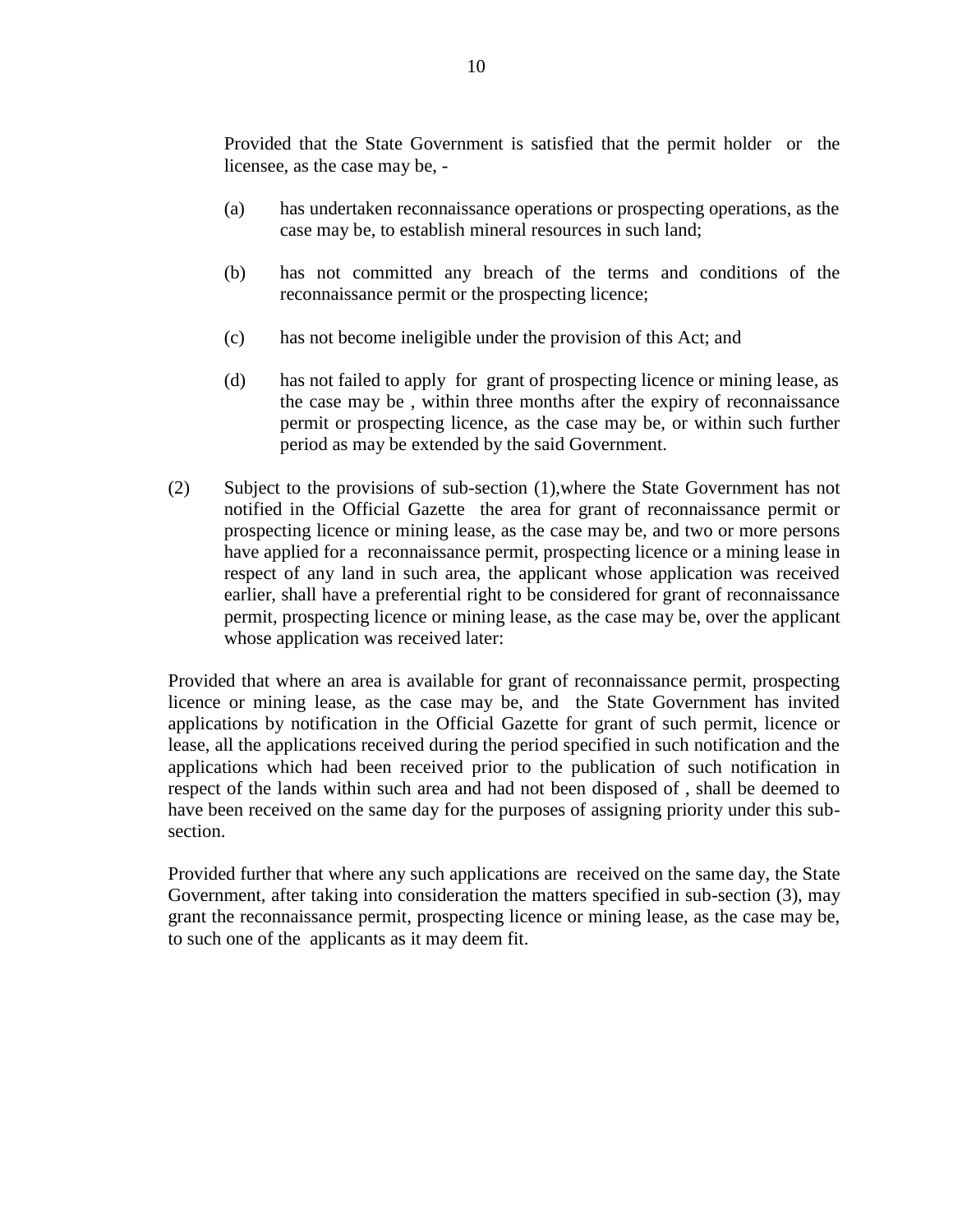Provided that the State Government is satisfied that the permit holder or the licensee, as the case may be, -

(a) has undertaken reconnaissance operations or prospecting operations, as the case may be, to establish mineral resources in such land;

(b) has not committed any breach of the terms and conditions of the reconnaissance permit or the prospecting licence;

(c) has not become ineligible under the provision of this Act; and

(d) has not failed to apply for grant of prospecting licence or mining lease, as the case may be , within three months after the expiry of reconnaissance permit or prospecting licence, as the case may be, or within such further period as may be extended by the said Government.

(2) Subject to the provisions of sub-section (1),where the State Government has not notified in the Official Gazette the area for grant of reconnaissance permit or prospecting licence or mining lease, as the case may be, and two or more persons have applied for a reconnaissance permit, prospecting licence or a mining lease in respect of any land in such area, the applicant whose application was received earlier, shall have a preferential right to be considered for grant of reconnaissance permit, prospecting licence or mining lease, as the case may be, over the applicant whose application was received later:

Provided that where an area is available for grant of reconnaissance permit, prospecting licence or mining lease, as the case may be, and the State Government has invited applications by notification in the Official Gazette for grant of such permit, licence or lease, all the applications received during the period specified in such notification and the applications which had been received prior to the publication of such notification in respect of the lands within such area and had not been disposed of , shall be deemed to have been received on the same day for the purposes of assigning priority under this sub-section.

Provided further that where any such applications are received on the same day, the State Government, after taking into consideration the matters specified in sub-section (3), may grant the reconnaissance permit, prospecting licence or mining lease, as the case may be, to such one of the applicants as it may deem fit.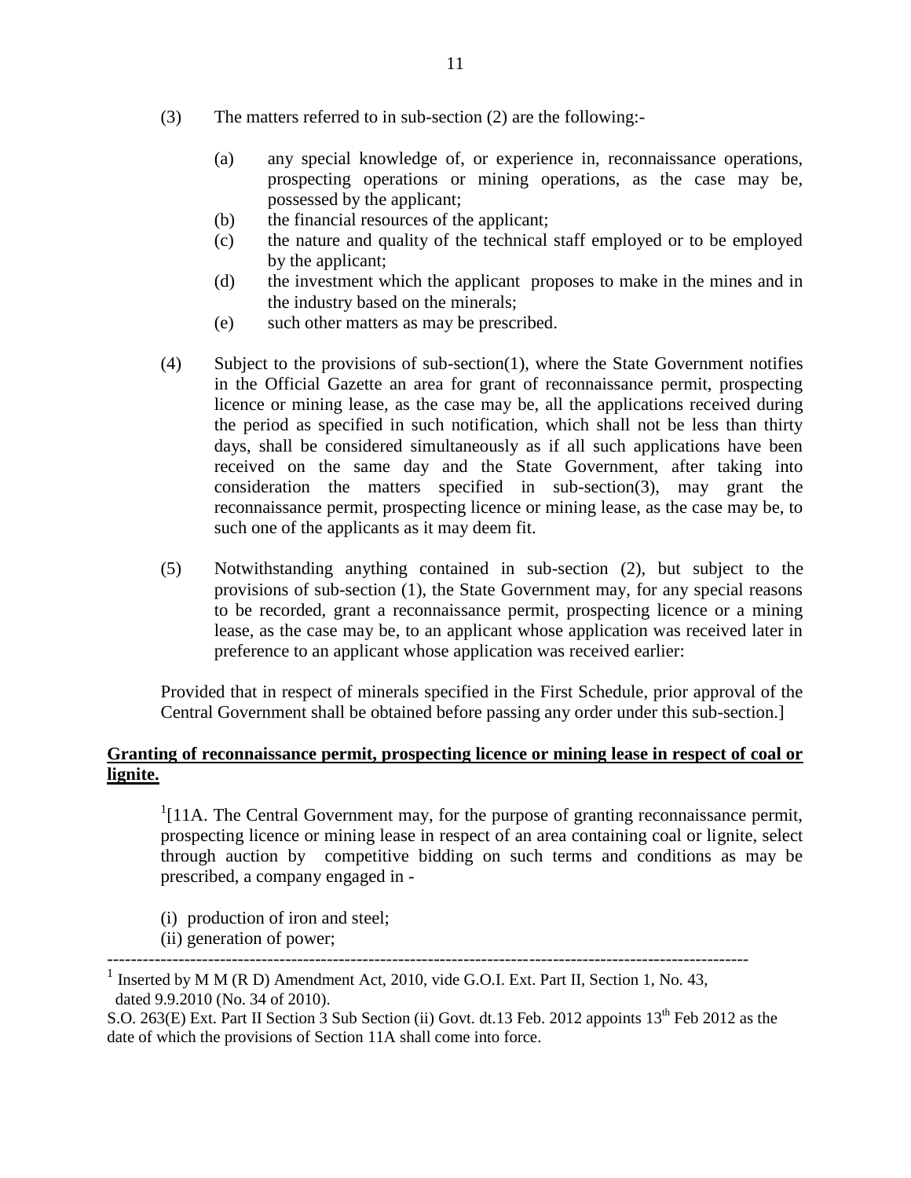(3) The matters referred to in sub-section (2) are the following:-

(a) any special knowledge of, or experience in, reconnaissance operations, prospecting operations or mining operations, as the case may be, possessed by the applicant;
(b) the financial resources of the applicant;
(c) the nature and quality of the technical staff employed or to be employed by the applicant;
(d) the investment which the applicant proposes to make in the mines and in the industry based on the minerals;
(e) such other matters as may be prescribed.

(4) Subject to the provisions of sub-section(1), where the State Government notifies in the Official Gazette an area for grant of reconnaissance permit, prospecting licence or mining lease, as the case may be, all the applications received during the period as specified in such notification, which shall not be less than thirty days, shall be considered simultaneously as if all such applications have been received on the same day and the State Government, after taking into consideration the matters specified in sub-section(3), may grant the reconnaissance permit, prospecting licence or mining lease, as the case may be, to such one of the applicants as it may deem fit.

(5) Notwithstanding anything contained in sub-section (2), but subject to the provisions of sub-section (1), the State Government may, for any special reasons to be recorded, grant a reconnaissance permit, prospecting licence or a mining lease, as the case may be, to an applicant whose application was received later in preference to an applicant whose application was received earlier:

Provided that in respect of minerals specified in the First Schedule, prior approval of the Central Government shall be obtained before passing any order under this sub-section.]

**Granting of reconnaissance permit, prospecting licence or mining lease in respect of coal or lignite.**

[1][11A. The Central Government may, for the purpose of granting reconnaissance permit, prospecting licence or mining lease in respect of an area containing coal or lignite, select through auction by competitive bidding on such terms and conditions as may be prescribed, a company engaged in -

(i) production of iron and steel;
(ii) generation of power;

---

[1] Inserted by M M (R D) Amendment Act, 2010, vide G.O.I. Ext. Part II, Section 1, No. 43, dated 9.9.2010 (No. 34 of 2010).

S.O. 263(E) Ext. Part II Section 3 Sub Section (ii) Govt. dt.13 Feb. 2012 appoints 13th Feb 2012 as the date of which the provisions of Section 11A shall come into force.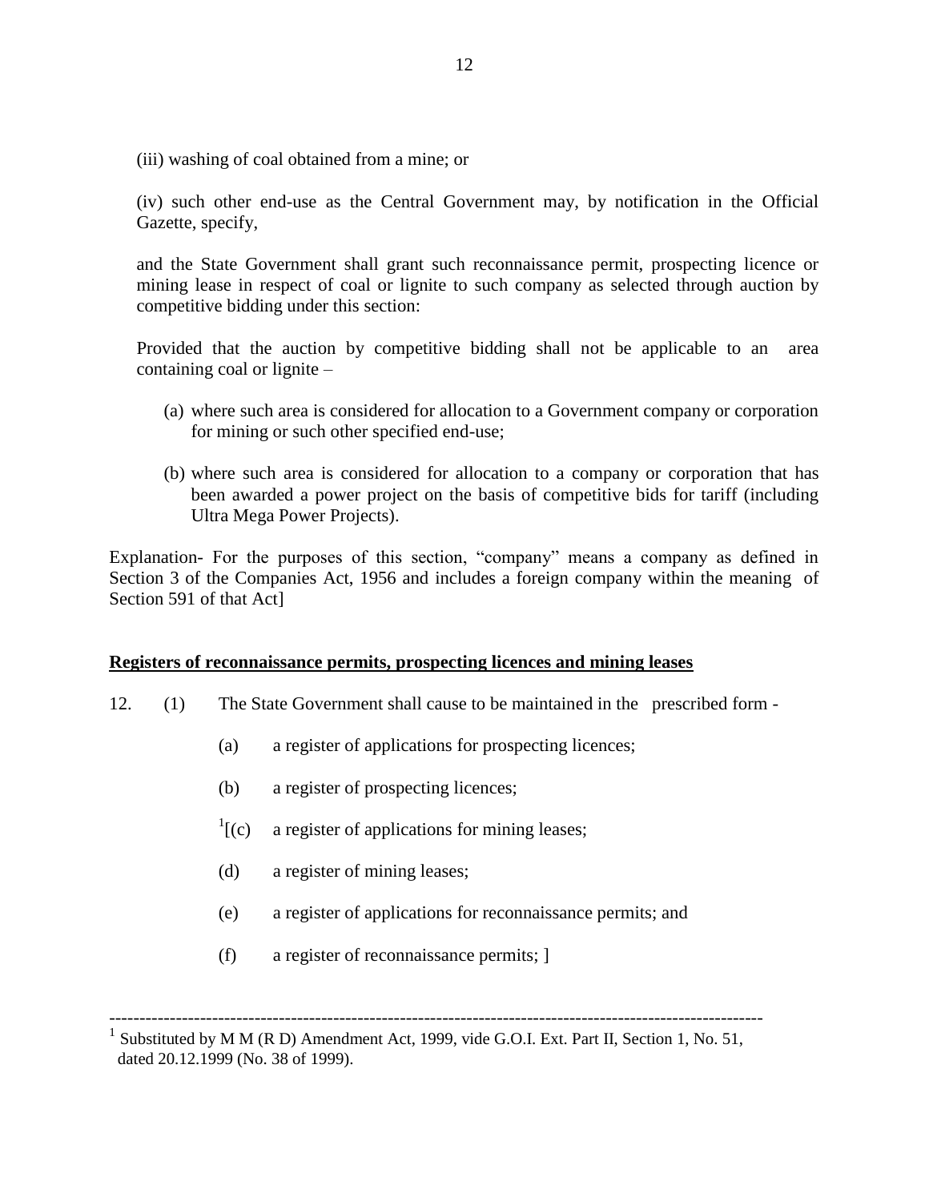(iii) washing of coal obtained from a mine; or

(iv) such other end-use as the Central Government may, by notification in the Official Gazette, specify,

and the State Government shall grant such reconnaissance permit, prospecting licence or mining lease in respect of coal or lignite to such company as selected through auction by competitive bidding under this section:

Provided that the auction by competitive bidding shall not be applicable to an area containing coal or lignite –

(a) where such area is considered for allocation to a Government company or corporation for mining or such other specified end-use;

(b) where such area is considered for allocation to a company or corporation that has been awarded a power project on the basis of competitive bids for tariff (including Ultra Mega Power Projects).

Explanation- For the purposes of this section, "company" means a company as defined in Section 3 of the Companies Act, 1956 and includes a foreign company within the meaning of Section 591 of that Act]

**Registers of reconnaissance permits, prospecting licences and mining leases**

12. (1) The State Government shall cause to be maintained in the prescribed form -

(a) a register of applications for prospecting licences;

(b) a register of prospecting licences;

[1][(c) a register of applications for mining leases;

(d) a register of mining leases;

(e) a register of applications for reconnaissance permits; and

(f) a register of reconnaissance permits; ]

---

[1] Substituted by M M (R D) Amendment Act, 1999, vide G.O.I. Ext. Part II, Section 1, No. 51, dated 20.12.1999 (No. 38 of 1999).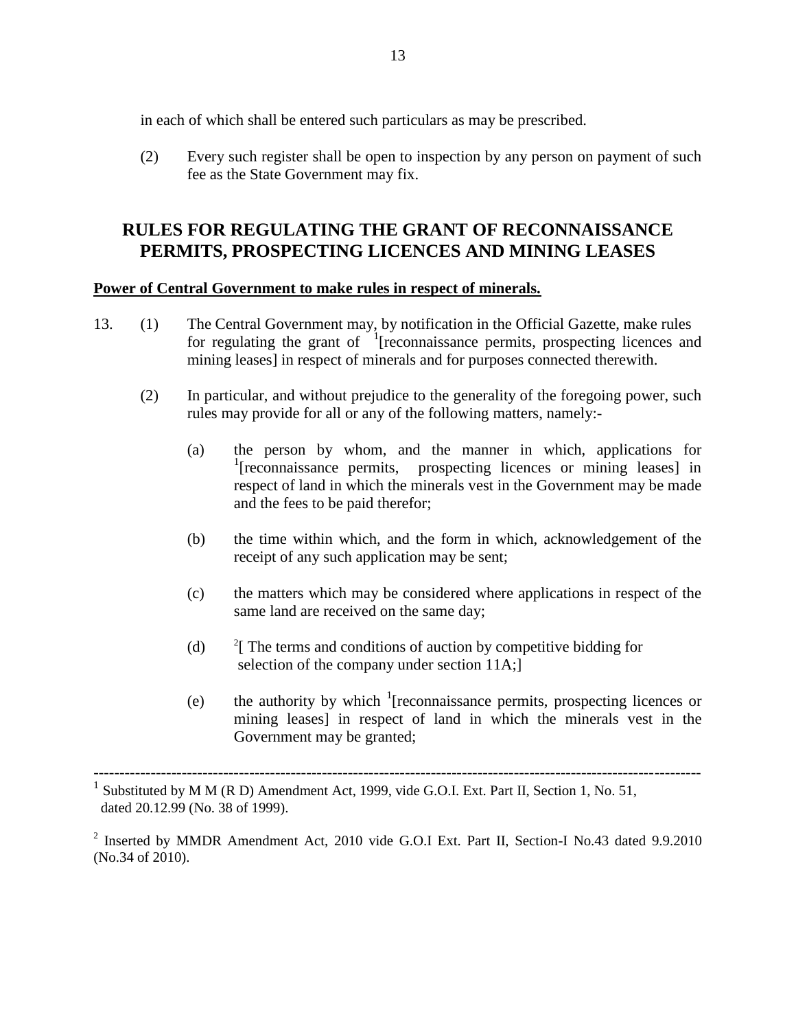in each of which shall be entered such particulars as may be prescribed.

(2) Every such register shall be open to inspection by any person on payment of such fee as the State Government may fix.

## RULES FOR REGULATING THE GRANT OF RECONNAISSANCE PERMITS, PROSPECTING LICENCES AND MINING LEASES

**Power of Central Government to make rules in respect of minerals.**

13. (1) The Central Government may, by notification in the Official Gazette, make rules for regulating the grant of [1][reconnaissance permits, prospecting licences and mining leases] in respect of minerals and for purposes connected therewith.

(2) In particular, and without prejudice to the generality of the foregoing power, such rules may provide for all or any of the following matters, namely:-

(a) the person by whom, and the manner in which, applications for [1][reconnaissance permits, prospecting licences or mining leases] in respect of land in which the minerals vest in the Government may be made and the fees to be paid therefor;

(b) the time within which, and the form in which, acknowledgement of the receipt of any such application may be sent;

(c) the matters which may be considered where applications in respect of the same land are received on the same day;

(d) [2][ The terms and conditions of auction by competitive bidding for selection of the company under section 11A;]

(e) the authority by which [1][reconnaissance permits, prospecting licences or mining leases] in respect of land in which the minerals vest in the Government may be granted;

---

[1] Substituted by M M (R D) Amendment Act, 1999, vide G.O.I. Ext. Part II, Section 1, No. 51, dated 20.12.99 (No. 38 of 1999).

[2] Inserted by MMDR Amendment Act, 2010 vide G.O.I Ext. Part II, Section-I No.43 dated 9.9.2010 (No.34 of 2010).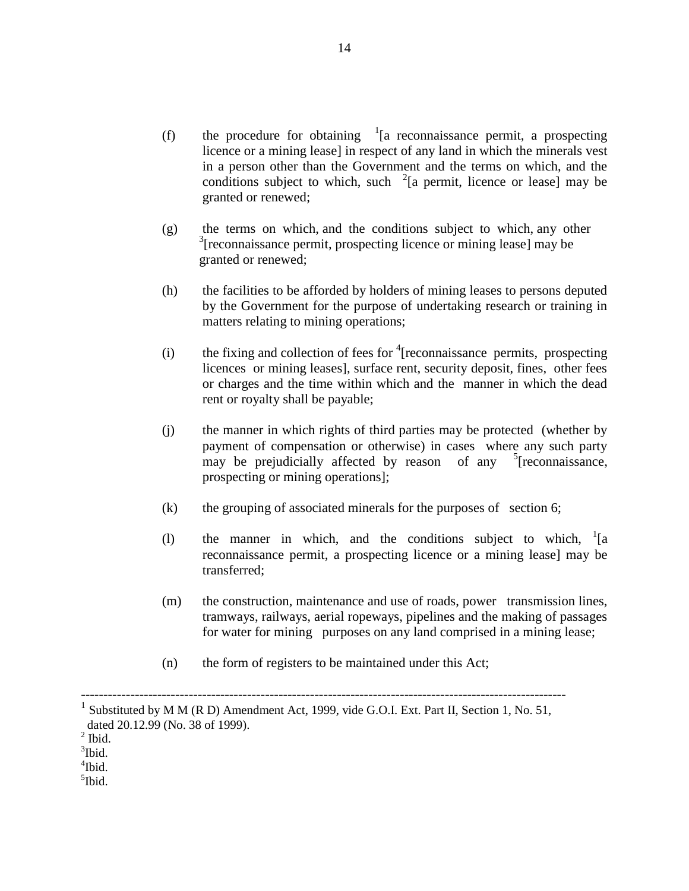(f) the procedure for obtaining [1][a reconnaissance permit, a prospecting licence or a mining lease] in respect of any land in which the minerals vest in a person other than the Government and the terms on which, and the conditions subject to which, such [2][a permit, licence or lease] may be granted or renewed;

(g) the terms on which, and the conditions subject to which, any other [3][reconnaissance permit, prospecting licence or mining lease] may be granted or renewed;

(h) the facilities to be afforded by holders of mining leases to persons deputed by the Government for the purpose of undertaking research or training in matters relating to mining operations;

(i) the fixing and collection of fees for [4][reconnaissance permits, prospecting licences or mining leases], surface rent, security deposit, fines, other fees or charges and the time within which and the manner in which the dead rent or royalty shall be payable;

(j) the manner in which rights of third parties may be protected (whether by payment of compensation or otherwise) in cases where any such party may be prejudicially affected by reason of any [5][reconnaissance, prospecting or mining operations];

(k) the grouping of associated minerals for the purposes of section 6;

(l) the manner in which, and the conditions subject to which, [1][a reconnaissance permit, a prospecting licence or a mining lease] may be transferred;

(m) the construction, maintenance and use of roads, power transmission lines, tramways, railways, aerial ropeways, pipelines and the making of passages for water for mining purposes on any land comprised in a mining lease;

(n) the form of registers to be maintained under this Act;

---

[1] Substituted by M M (R D) Amendment Act, 1999, vide G.O.I. Ext. Part II, Section 1, No. 51, dated 20.12.99 (No. 38 of 1999).

[2] Ibid.

[3] Ibid.

[4] Ibid.

[5] Ibid.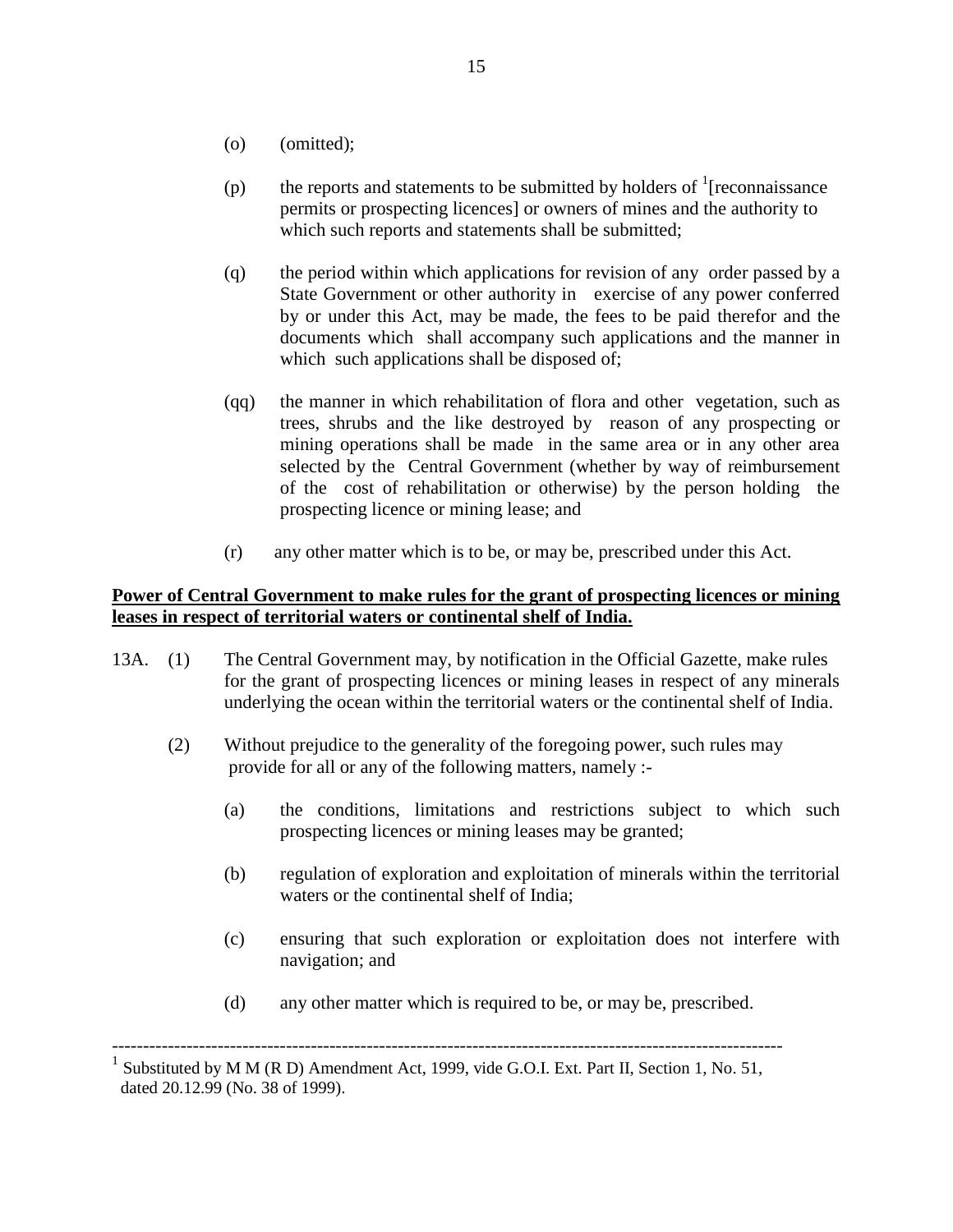(o) (omitted);

(p) the reports and statements to be submitted by holders of [1][reconnaissance permits or prospecting licences] or owners of mines and the authority to which such reports and statements shall be submitted;

(q) the period within which applications for revision of any order passed by a State Government or other authority in exercise of any power conferred by or under this Act, may be made, the fees to be paid therefor and the documents which shall accompany such applications and the manner in which such applications shall be disposed of;

(qq) the manner in which rehabilitation of flora and other vegetation, such as trees, shrubs and the like destroyed by reason of any prospecting or mining operations shall be made in the same area or in any other area selected by the Central Government (whether by way of reimbursement of the cost of rehabilitation or otherwise) by the person holding the prospecting licence or mining lease; and

(r) any other matter which is to be, or may be, prescribed under this Act.

**Power of Central Government to make rules for the grant of prospecting licences or mining leases in respect of territorial waters or continental shelf of India.**

13A. (1) The Central Government may, by notification in the Official Gazette, make rules for the grant of prospecting licences or mining leases in respect of any minerals underlying the ocean within the territorial waters or the continental shelf of India.

(2) Without prejudice to the generality of the foregoing power, such rules may provide for all or any of the following matters, namely :-

(a) the conditions, limitations and restrictions subject to which such prospecting licences or mining leases may be granted;

(b) regulation of exploration and exploitation of minerals within the territorial waters or the continental shelf of India;

(c) ensuring that such exploration or exploitation does not interfere with navigation; and

(d) any other matter which is required to be, or may be, prescribed.

---

[1] Substituted by M M (R D) Amendment Act, 1999, vide G.O.I. Ext. Part II, Section 1, No. 51, dated 20.12.99 (No. 38 of 1999).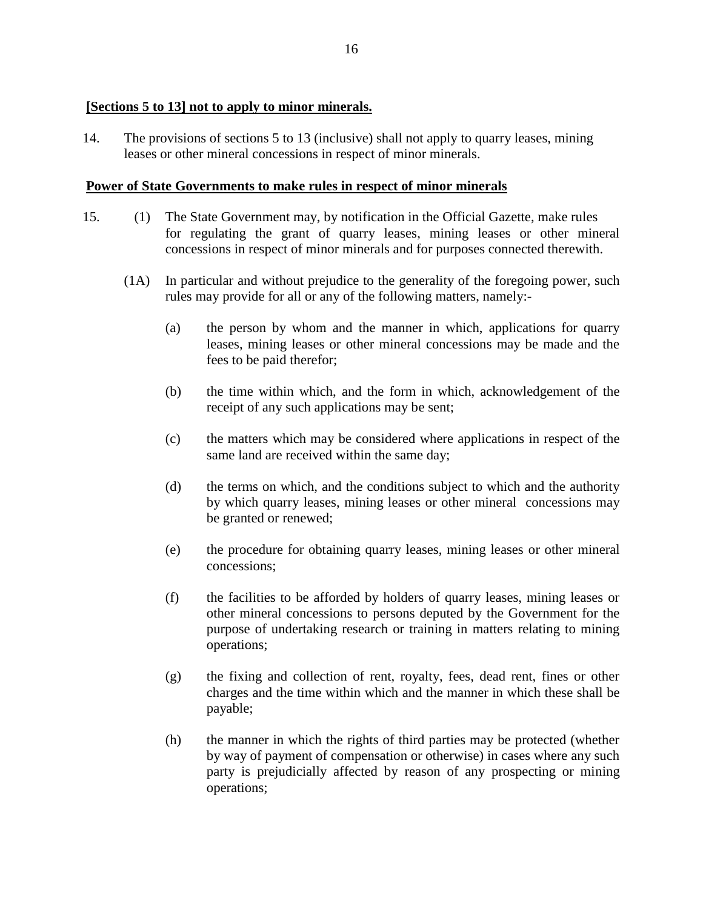**[Sections 5 to 13] not to apply to minor minerals.**

14. The provisions of sections 5 to 13 (inclusive) shall not apply to quarry leases, mining leases or other mineral concessions in respect of minor minerals.

**Power of State Governments to make rules in respect of minor minerals**

15. (1) The State Government may, by notification in the Official Gazette, make rules for regulating the grant of quarry leases, mining leases or other mineral concessions in respect of minor minerals and for purposes connected therewith.

(1A) In particular and without prejudice to the generality of the foregoing power, such rules may provide for all or any of the following matters, namely:-

(a) the person by whom and the manner in which, applications for quarry leases, mining leases or other mineral concessions may be made and the fees to be paid therefor;

(b) the time within which, and the form in which, acknowledgement of the receipt of any such applications may be sent;

(c) the matters which may be considered where applications in respect of the same land are received within the same day;

(d) the terms on which, and the conditions subject to which and the authority by which quarry leases, mining leases or other mineral concessions may be granted or renewed;

(e) the procedure for obtaining quarry leases, mining leases or other mineral concessions;

(f) the facilities to be afforded by holders of quarry leases, mining leases or other mineral concessions to persons deputed by the Government for the purpose of undertaking research or training in matters relating to mining operations;

(g) the fixing and collection of rent, royalty, fees, dead rent, fines or other charges and the time within which and the manner in which these shall be payable;

(h) the manner in which the rights of third parties may be protected (whether by way of payment of compensation or otherwise) in cases where any such party is prejudicially affected by reason of any prospecting or mining operations;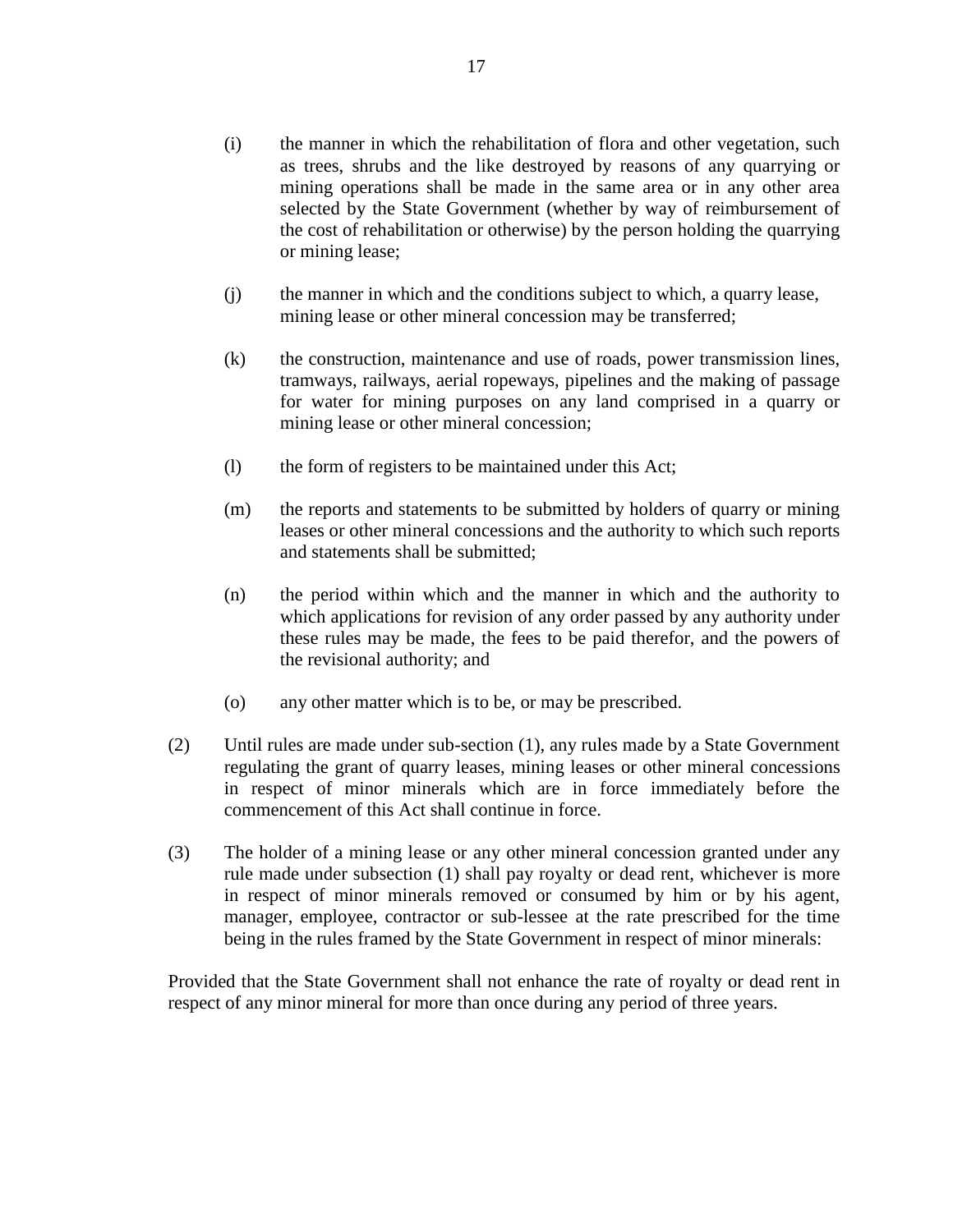(i) the manner in which the rehabilitation of flora and other vegetation, such as trees, shrubs and the like destroyed by reasons of any quarrying or mining operations shall be made in the same area or in any other area selected by the State Government (whether by way of reimbursement of the cost of rehabilitation or otherwise) by the person holding the quarrying or mining lease;

(j) the manner in which and the conditions subject to which, a quarry lease, mining lease or other mineral concession may be transferred;

(k) the construction, maintenance and use of roads, power transmission lines, tramways, railways, aerial ropeways, pipelines and the making of passage for water for mining purposes on any land comprised in a quarry or mining lease or other mineral concession;

(l) the form of registers to be maintained under this Act;

(m) the reports and statements to be submitted by holders of quarry or mining leases or other mineral concessions and the authority to which such reports and statements shall be submitted;

(n) the period within which and the manner in which and the authority to which applications for revision of any order passed by any authority under these rules may be made, the fees to be paid therefor, and the powers of the revisional authority; and

(o) any other matter which is to be, or may be prescribed.

(2) Until rules are made under sub-section (1), any rules made by a State Government regulating the grant of quarry leases, mining leases or other mineral concessions in respect of minor minerals which are in force immediately before the commencement of this Act shall continue in force.

(3) The holder of a mining lease or any other mineral concession granted under any rule made under subsection (1) shall pay royalty or dead rent, whichever is more in respect of minor minerals removed or consumed by him or by his agent, manager, employee, contractor or sub-lessee at the rate prescribed for the time being in the rules framed by the State Government in respect of minor minerals:

Provided that the State Government shall not enhance the rate of royalty or dead rent in respect of any minor mineral for more than once during any period of three years.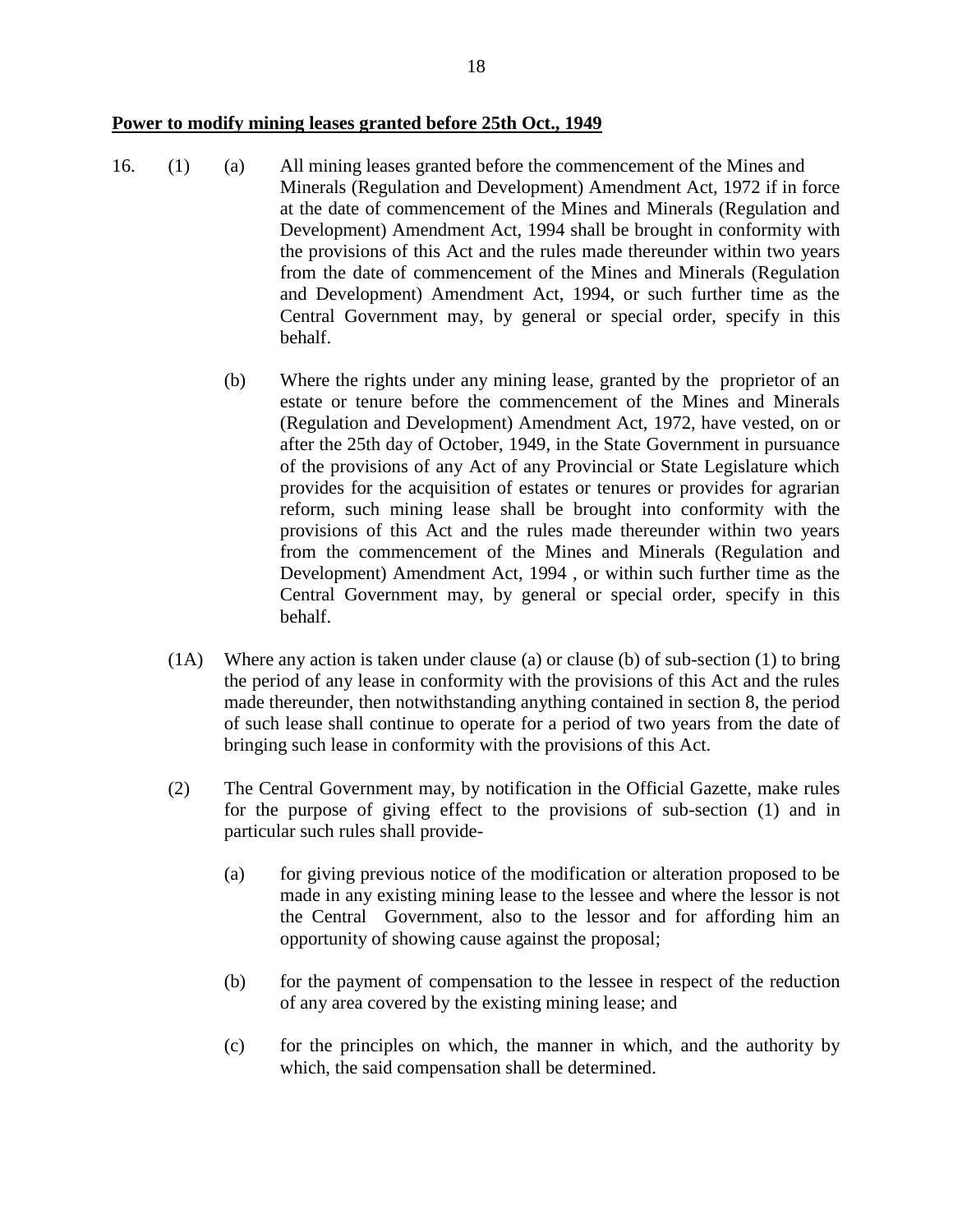**Power to modify mining leases granted before 25th Oct., 1949**

16. (1) (a) All mining leases granted before the commencement of the Mines and Minerals (Regulation and Development) Amendment Act, 1972 if in force at the date of commencement of the Mines and Minerals (Regulation and Development) Amendment Act, 1994 shall be brought in conformity with the provisions of this Act and the rules made thereunder within two years from the date of commencement of the Mines and Minerals (Regulation and Development) Amendment Act, 1994, or such further time as the Central Government may, by general or special order, specify in this behalf.

(b) Where the rights under any mining lease, granted by the proprietor of an estate or tenure before the commencement of the Mines and Minerals (Regulation and Development) Amendment Act, 1972, have vested, on or after the 25th day of October, 1949, in the State Government in pursuance of the provisions of any Act of any Provincial or State Legislature which provides for the acquisition of estates or tenures or provides for agrarian reform, such mining lease shall be brought into conformity with the provisions of this Act and the rules made thereunder within two years from the commencement of the Mines and Minerals (Regulation and Development) Amendment Act, 1994 , or within such further time as the Central Government may, by general or special order, specify in this behalf.

(1A) Where any action is taken under clause (a) or clause (b) of sub-section (1) to bring the period of any lease in conformity with the provisions of this Act and the rules made thereunder, then notwithstanding anything contained in section 8, the period of such lease shall continue to operate for a period of two years from the date of bringing such lease in conformity with the provisions of this Act.

(2) The Central Government may, by notification in the Official Gazette, make rules for the purpose of giving effect to the provisions of sub-section (1) and in particular such rules shall provide-

(a) for giving previous notice of the modification or alteration proposed to be made in any existing mining lease to the lessee and where the lessor is not the Central Government, also to the lessor and for affording him an opportunity of showing cause against the proposal;

(b) for the payment of compensation to the lessee in respect of the reduction of any area covered by the existing mining lease; and

(c) for the principles on which, the manner in which, and the authority by which, the said compensation shall be determined.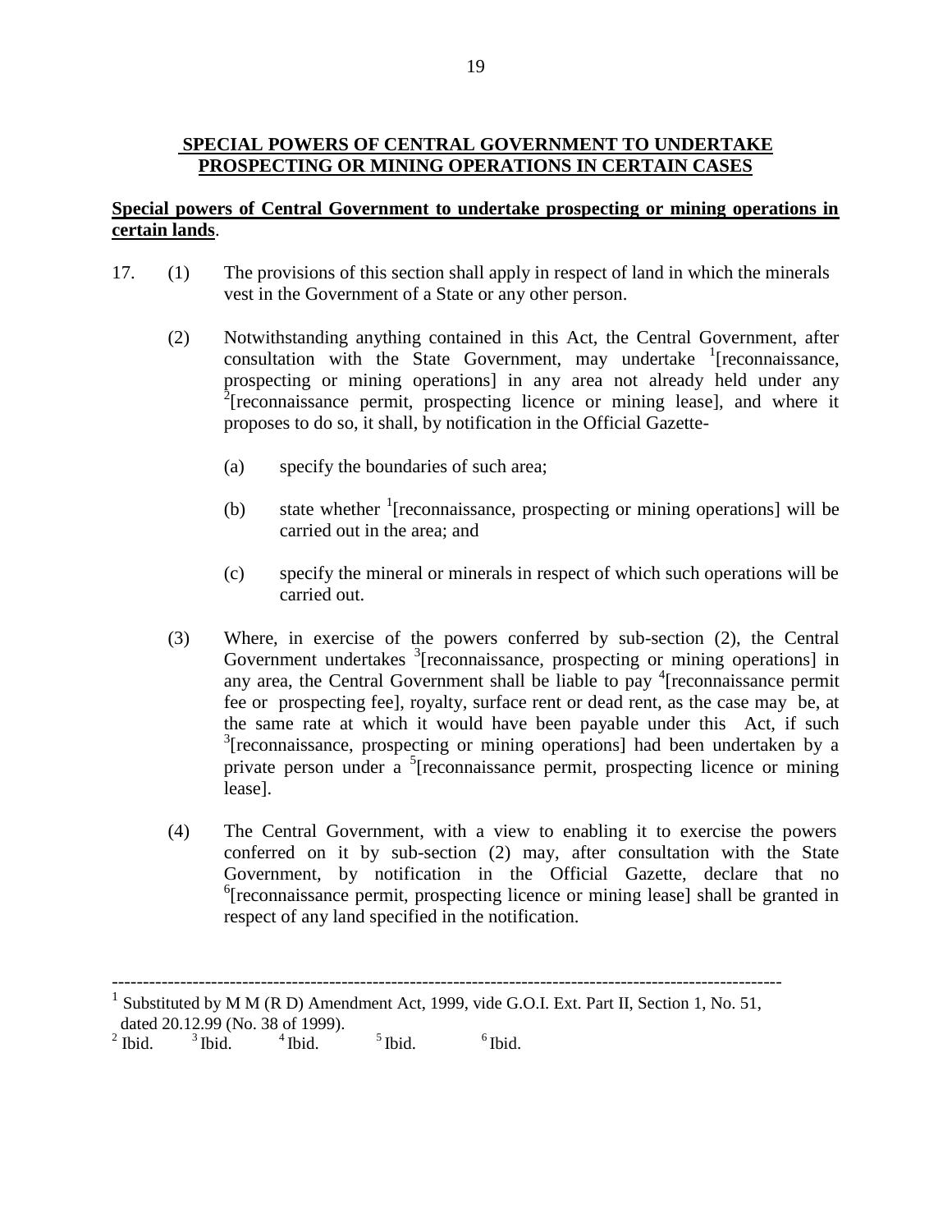## SPECIAL POWERS OF CENTRAL GOVERNMENT TO UNDERTAKE PROSPECTING OR MINING OPERATIONS IN CERTAIN CASES

**Special powers of Central Government to undertake prospecting or mining operations in certain lands**.

17. (1) The provisions of this section shall apply in respect of land in which the minerals vest in the Government of a State or any other person.

(2) Notwithstanding anything contained in this Act, the Central Government, after consultation with the State Government, may undertake [1][reconnaissance, prospecting or mining operations] in any area not already held under any [2][reconnaissance permit, prospecting licence or mining lease], and where it proposes to do so, it shall, by notification in the Official Gazette-

(a) specify the boundaries of such area;

(b) state whether [1][reconnaissance, prospecting or mining operations] will be carried out in the area; and

(c) specify the mineral or minerals in respect of which such operations will be carried out.

(3) Where, in exercise of the powers conferred by sub-section (2), the Central Government undertakes [3][reconnaissance, prospecting or mining operations] in any area, the Central Government shall be liable to pay [4][reconnaissance permit fee or prospecting fee], royalty, surface rent or dead rent, as the case may be, at the same rate at which it would have been payable under this Act, if such [3][reconnaissance, prospecting or mining operations] had been undertaken by a private person under a [5][reconnaissance permit, prospecting licence or mining lease].

(4) The Central Government, with a view to enabling it to exercise the powers conferred on it by sub-section (2) may, after consultation with the State Government, by notification in the Official Gazette, declare that no [6][reconnaissance permit, prospecting licence or mining lease] shall be granted in respect of any land specified in the notification.

---

[1] Substituted by M M (R D) Amendment Act, 1999, vide G.O.I. Ext. Part II, Section 1, No. 51, dated 20.12.99 (No. 38 of 1999).
[2] Ibid. [3] Ibid. [4] Ibid. [5] Ibid. [6] Ibid.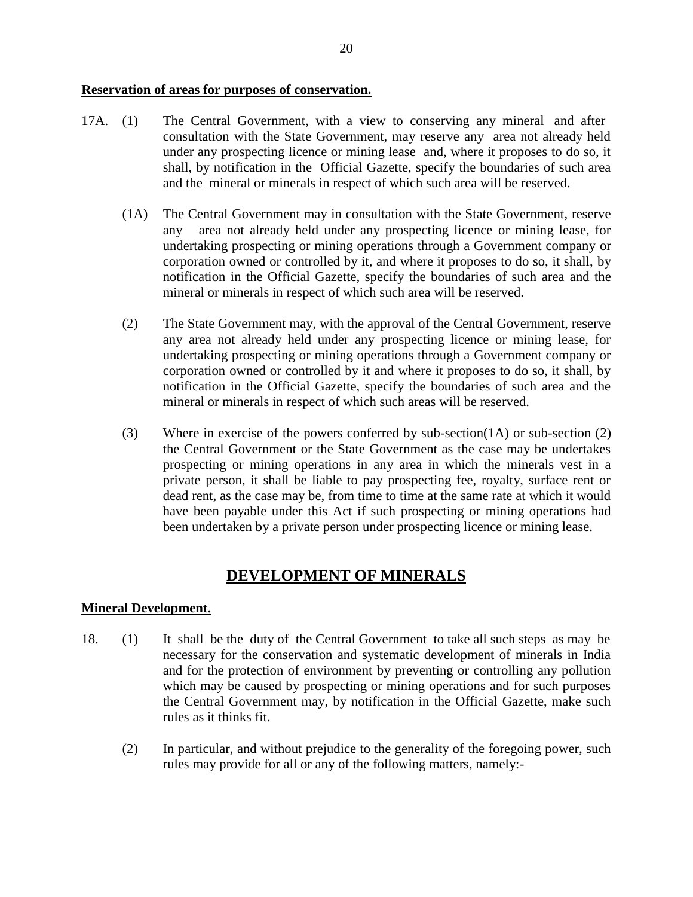**Reservation of areas for purposes of conservation.**

17A. (1) The Central Government, with a view to conserving any mineral and after consultation with the State Government, may reserve any area not already held under any prospecting licence or mining lease and, where it proposes to do so, it shall, by notification in the Official Gazette, specify the boundaries of such area and the mineral or minerals in respect of which such area will be reserved.

(1A) The Central Government may in consultation with the State Government, reserve any area not already held under any prospecting licence or mining lease, for undertaking prospecting or mining operations through a Government company or corporation owned or controlled by it, and where it proposes to do so, it shall, by notification in the Official Gazette, specify the boundaries of such area and the mineral or minerals in respect of which such area will be reserved.

(2) The State Government may, with the approval of the Central Government, reserve any area not already held under any prospecting licence or mining lease, for undertaking prospecting or mining operations through a Government company or corporation owned or controlled by it and where it proposes to do so, it shall, by notification in the Official Gazette, specify the boundaries of such area and the mineral or minerals in respect of which such areas will be reserved.

(3) Where in exercise of the powers conferred by sub-section(1A) or sub-section (2) the Central Government or the State Government as the case may be undertakes prospecting or mining operations in any area in which the minerals vest in a private person, it shall be liable to pay prospecting fee, royalty, surface rent or dead rent, as the case may be, from time to time at the same rate at which it would have been payable under this Act if such prospecting or mining operations had been undertaken by a private person under prospecting licence or mining lease.

## DEVELOPMENT OF MINERALS

**Mineral Development.**

18. (1) It shall be the duty of the Central Government to take all such steps as may be necessary for the conservation and systematic development of minerals in India and for the protection of environment by preventing or controlling any pollution which may be caused by prospecting or mining operations and for such purposes the Central Government may, by notification in the Official Gazette, make such rules as it thinks fit.

(2) In particular, and without prejudice to the generality of the foregoing power, such rules may provide for all or any of the following matters, namely:-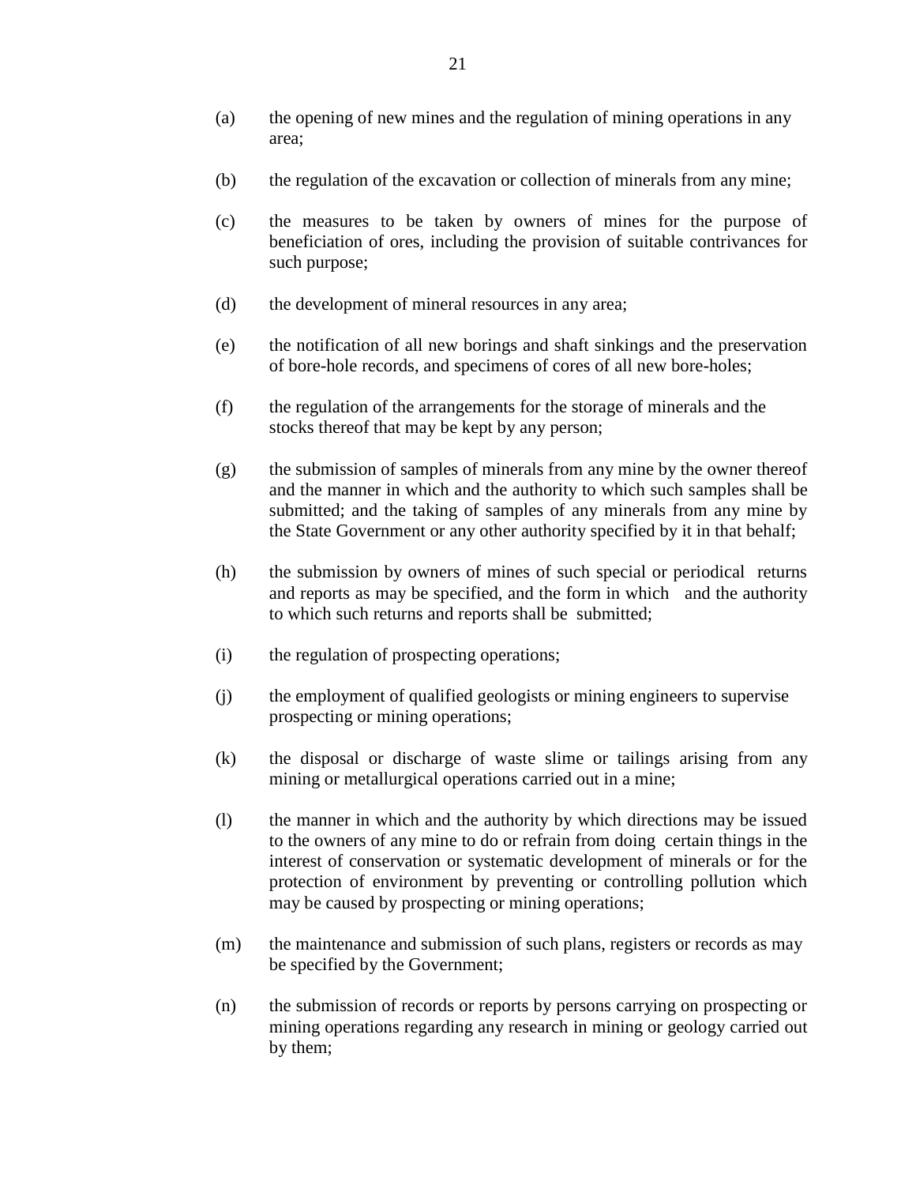(a) the opening of new mines and the regulation of mining operations in any area;

(b) the regulation of the excavation or collection of minerals from any mine;

(c) the measures to be taken by owners of mines for the purpose of beneficiation of ores, including the provision of suitable contrivances for such purpose;

(d) the development of mineral resources in any area;

(e) the notification of all new borings and shaft sinkings and the preservation of bore-hole records, and specimens of cores of all new bore-holes;

(f) the regulation of the arrangements for the storage of minerals and the stocks thereof that may be kept by any person;

(g) the submission of samples of minerals from any mine by the owner thereof and the manner in which and the authority to which such samples shall be submitted; and the taking of samples of any minerals from any mine by the State Government or any other authority specified by it in that behalf;

(h) the submission by owners of mines of such special or periodical returns and reports as may be specified, and the form in which and the authority to which such returns and reports shall be submitted;

(i) the regulation of prospecting operations;

(j) the employment of qualified geologists or mining engineers to supervise prospecting or mining operations;

(k) the disposal or discharge of waste slime or tailings arising from any mining or metallurgical operations carried out in a mine;

(l) the manner in which and the authority by which directions may be issued to the owners of any mine to do or refrain from doing certain things in the interest of conservation or systematic development of minerals or for the protection of environment by preventing or controlling pollution which may be caused by prospecting or mining operations;

(m) the maintenance and submission of such plans, registers or records as may be specified by the Government;

(n) the submission of records or reports by persons carrying on prospecting or mining operations regarding any research in mining or geology carried out by them;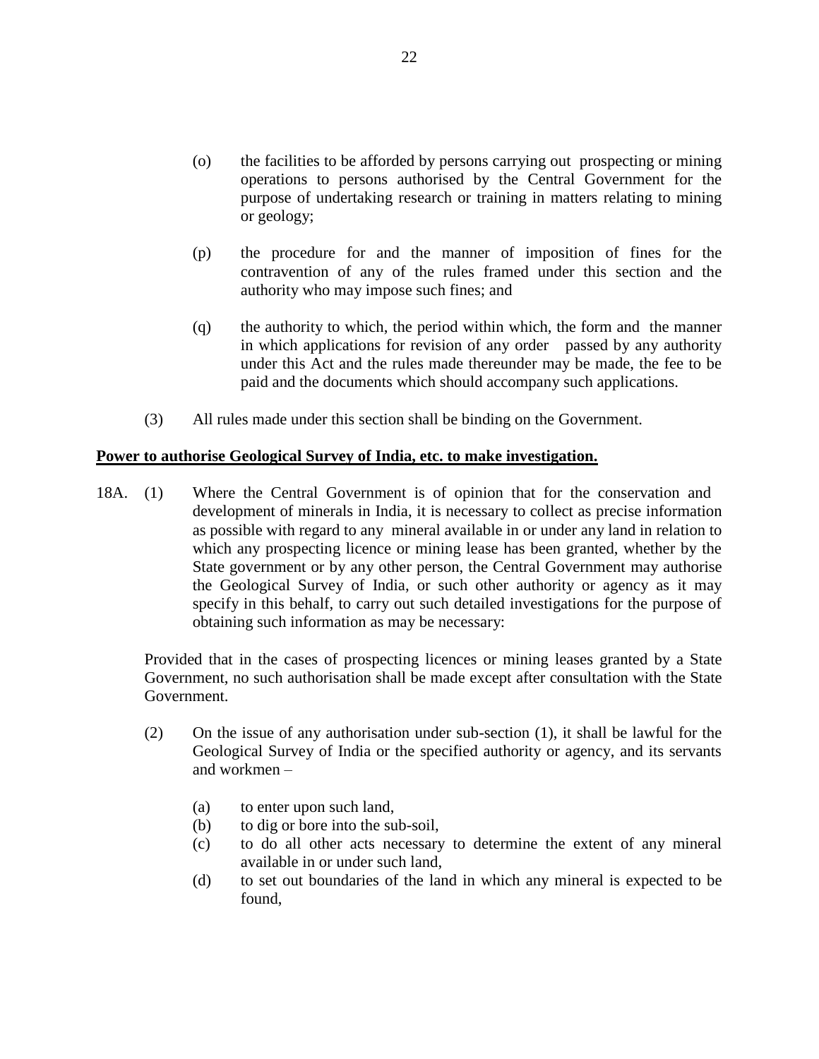(o) the facilities to be afforded by persons carrying out prospecting or mining operations to persons authorised by the Central Government for the purpose of undertaking research or training in matters relating to mining or geology;

(p) the procedure for and the manner of imposition of fines for the contravention of any of the rules framed under this section and the authority who may impose such fines; and

(q) the authority to which, the period within which, the form and the manner in which applications for revision of any order passed by any authority under this Act and the rules made thereunder may be made, the fee to be paid and the documents which should accompany such applications.

(3) All rules made under this section shall be binding on the Government.

**<u>Power to authorise Geological Survey of India, etc. to make investigation.</u>**

18A. (1) Where the Central Government is of opinion that for the conservation and development of minerals in India, it is necessary to collect as precise information as possible with regard to any mineral available in or under any land in relation to which any prospecting licence or mining lease has been granted, whether by the State government or by any other person, the Central Government may authorise the Geological Survey of India, or such other authority or agency as it may specify in this behalf, to carry out such detailed investigations for the purpose of obtaining such information as may be necessary:

Provided that in the cases of prospecting licences or mining leases granted by a State Government, no such authorisation shall be made except after consultation with the State Government.

(2) On the issue of any authorisation under sub-section (1), it shall be lawful for the Geological Survey of India or the specified authority or agency, and its servants and workmen –

(a) to enter upon such land,
(b) to dig or bore into the sub-soil,
(c) to do all other acts necessary to determine the extent of any mineral available in or under such land,
(d) to set out boundaries of the land in which any mineral is expected to be found,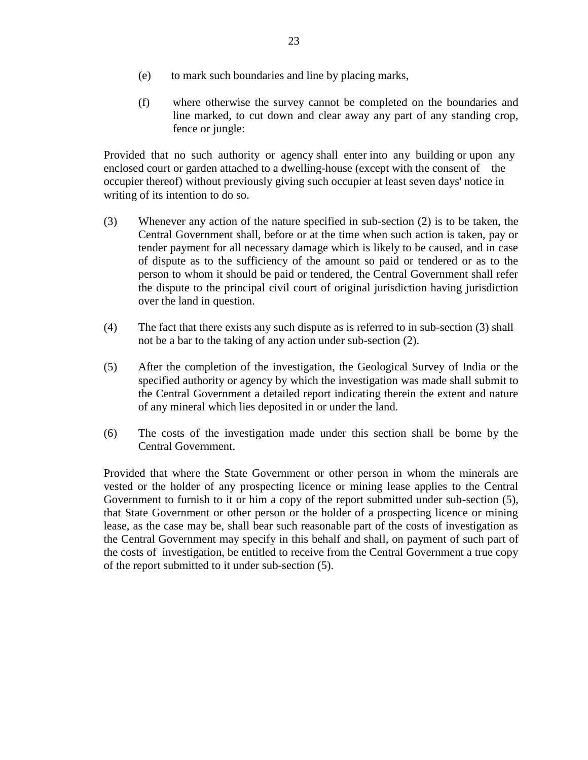(e) to mark such boundaries and line by placing marks,

(f) where otherwise the survey cannot be completed on the boundaries and line marked, to cut down and clear away any part of any standing crop, fence or jungle:

Provided that no such authority or agency shall enter into any building or upon any enclosed court or garden attached to a dwelling-house (except with the consent of the occupier thereof) without previously giving such occupier at least seven days' notice in writing of its intention to do so.

(3) Whenever any action of the nature specified in sub-section (2) is to be taken, the Central Government shall, before or at the time when such action is taken, pay or tender payment for all necessary damage which is likely to be caused, and in case of dispute as to the sufficiency of the amount so paid or tendered or as to the person to whom it should be paid or tendered, the Central Government shall refer the dispute to the principal civil court of original jurisdiction having jurisdiction over the land in question.

(4) The fact that there exists any such dispute as is referred to in sub-section (3) shall not be a bar to the taking of any action under sub-section (2).

(5) After the completion of the investigation, the Geological Survey of India or the specified authority or agency by which the investigation was made shall submit to the Central Government a detailed report indicating therein the extent and nature of any mineral which lies deposited in or under the land.

(6) The costs of the investigation made under this section shall be borne by the Central Government.

Provided that where the State Government or other person in whom the minerals are vested or the holder of any prospecting licence or mining lease applies to the Central Government to furnish to it or him a copy of the report submitted under sub-section (5), that State Government or other person or the holder of a prospecting licence or mining lease, as the case may be, shall bear such reasonable part of the costs of investigation as the Central Government may specify in this behalf and shall, on payment of such part of the costs of investigation, be entitled to receive from the Central Government a true copy of the report submitted to it under sub-section (5).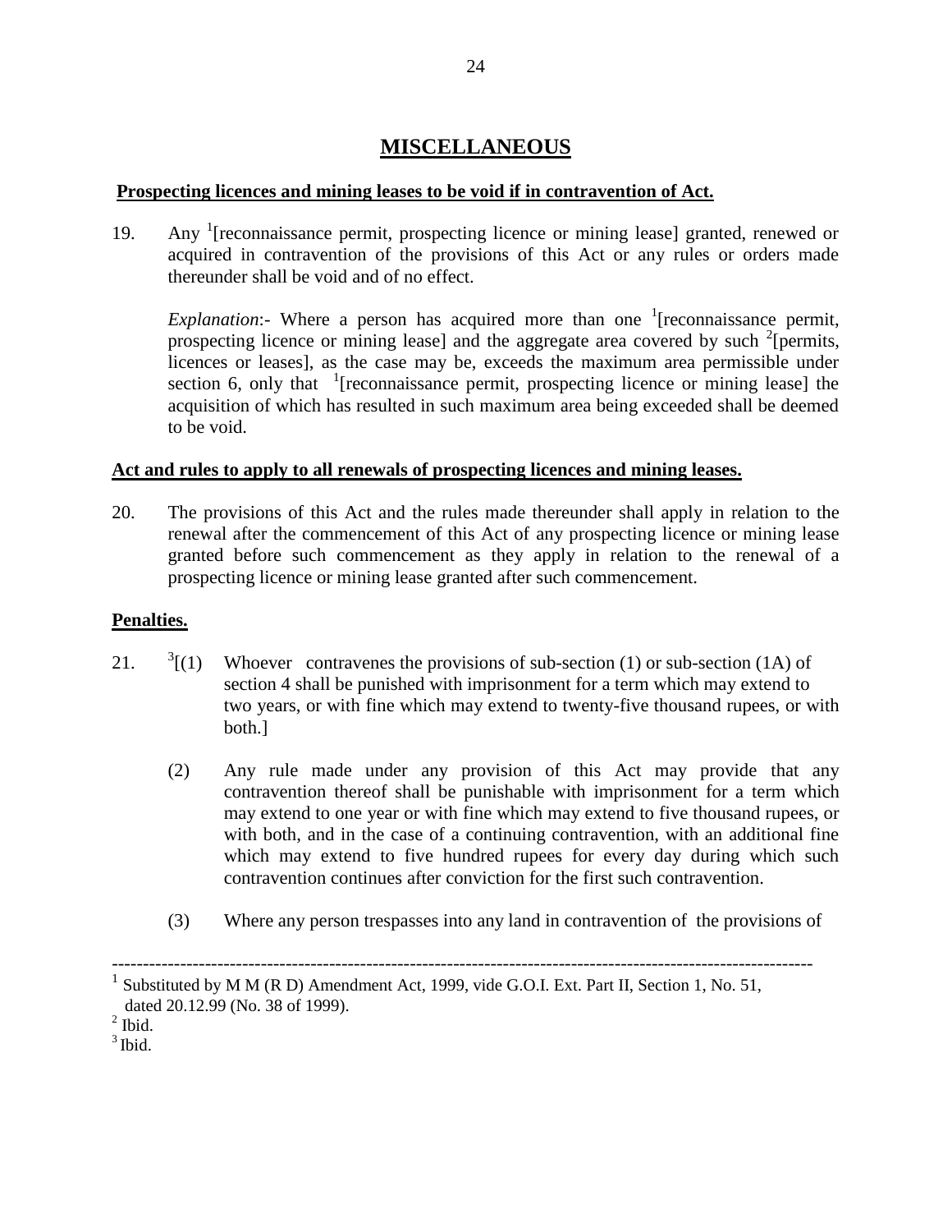## MISCELLANEOUS

**Prospecting licences and mining leases to be void if in contravention of Act.**

19. Any [1][reconnaissance permit, prospecting licence or mining lease] granted, renewed or acquired in contravention of the provisions of this Act or any rules or orders made thereunder shall be void and of no effect.

*Explanation*:- Where a person has acquired more than one [1][reconnaissance permit, prospecting licence or mining lease] and the aggregate area covered by such [2][permits, licences or leases], as the case may be, exceeds the maximum area permissible under section 6, only that [1][reconnaissance permit, prospecting licence or mining lease] the acquisition of which has resulted in such maximum area being exceeded shall be deemed to be void.

**Act and rules to apply to all renewals of prospecting licences and mining leases.**

20. The provisions of this Act and the rules made thereunder shall apply in relation to the renewal after the commencement of this Act of any prospecting licence or mining lease granted before such commencement as they apply in relation to the renewal of a prospecting licence or mining lease granted after such commencement.

**Penalties.**

21. [3][(1) Whoever contravenes the provisions of sub-section (1) or sub-section (1A) of section 4 shall be punished with imprisonment for a term which may extend to two years, or with fine which may extend to twenty-five thousand rupees, or with both.]

(2) Any rule made under any provision of this Act may provide that any contravention thereof shall be punishable with imprisonment for a term which may extend to one year or with fine which may extend to five thousand rupees, or with both, and in the case of a continuing contravention, with an additional fine which may extend to five hundred rupees for every day during which such contravention continues after conviction for the first such contravention.

(3) Where any person trespasses into any land in contravention of the provisions of

---

[1] Substituted by M M (R D) Amendment Act, 1999, vide G.O.I. Ext. Part II, Section 1, No. 51, dated 20.12.99 (No. 38 of 1999).

[2] Ibid.

[3] Ibid.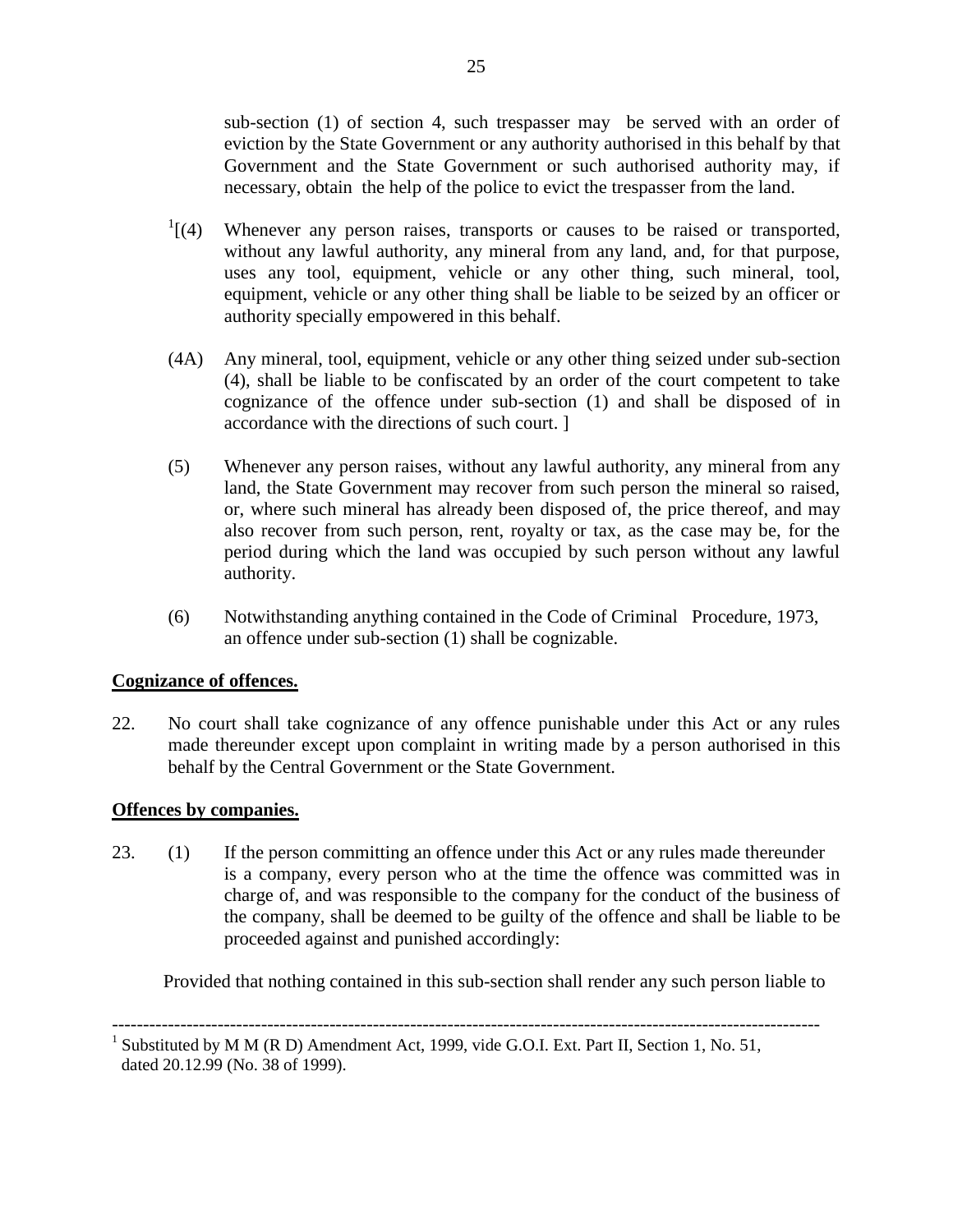sub-section (1) of section 4, such trespasser may be served with an order of eviction by the State Government or any authority authorised in this behalf by that Government and the State Government or such authorised authority may, if necessary, obtain the help of the police to evict the trespasser from the land.

[1][(4) Whenever any person raises, transports or causes to be raised or transported, without any lawful authority, any mineral from any land, and, for that purpose, uses any tool, equipment, vehicle or any other thing, such mineral, tool, equipment, vehicle or any other thing shall be liable to be seized by an officer or authority specially empowered in this behalf.

(4A) Any mineral, tool, equipment, vehicle or any other thing seized under sub-section (4), shall be liable to be confiscated by an order of the court competent to take cognizance of the offence under sub-section (1) and shall be disposed of in accordance with the directions of such court. ]

(5) Whenever any person raises, without any lawful authority, any mineral from any land, the State Government may recover from such person the mineral so raised, or, where such mineral has already been disposed of, the price thereof, and may also recover from such person, rent, royalty or tax, as the case may be, for the period during which the land was occupied by such person without any lawful authority.

(6) Notwithstanding anything contained in the Code of Criminal Procedure, 1973, an offence under sub-section (1) shall be cognizable.

**Cognizance of offences.**

22. No court shall take cognizance of any offence punishable under this Act or any rules made thereunder except upon complaint in writing made by a person authorised in this behalf by the Central Government or the State Government.

**Offences by companies.**

23. (1) If the person committing an offence under this Act or any rules made thereunder is a company, every person who at the time the offence was committed was in charge of, and was responsible to the company for the conduct of the business of the company, shall be deemed to be guilty of the offence and shall be liable to be proceeded against and punished accordingly:

Provided that nothing contained in this sub-section shall render any such person liable to

---

[1] Substituted by M M (R D) Amendment Act, 1999, vide G.O.I. Ext. Part II, Section 1, No. 51, dated 20.12.99 (No. 38 of 1999).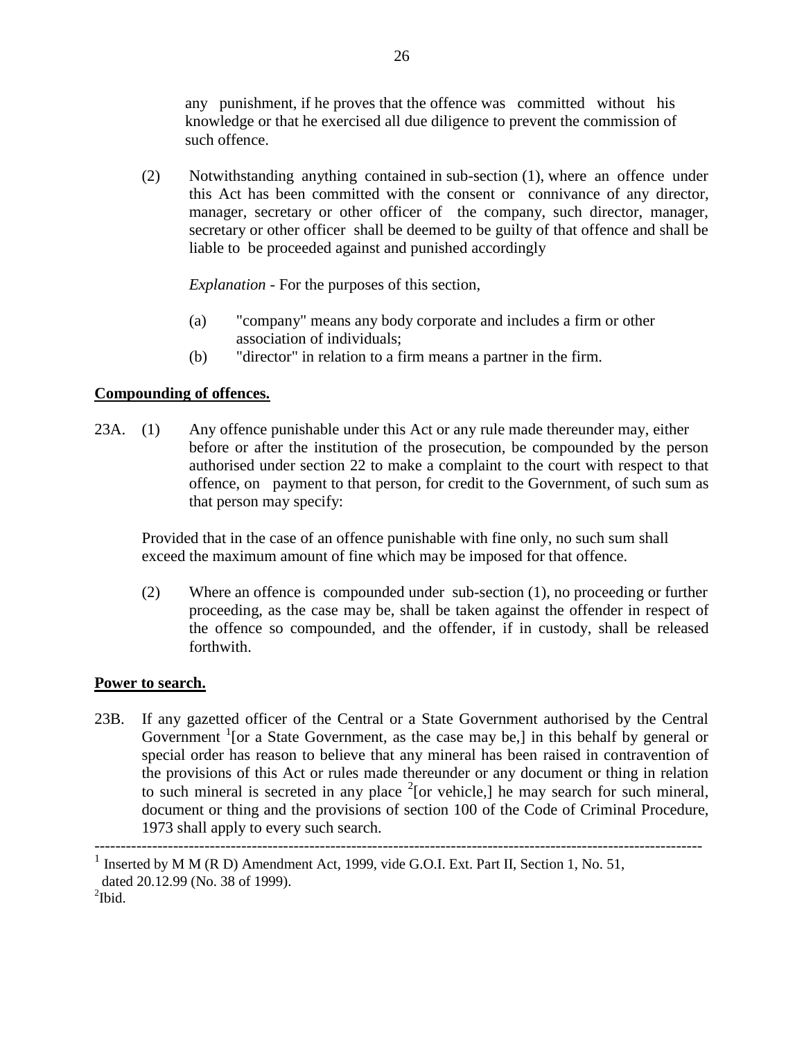any punishment, if he proves that the offence was committed without his knowledge or that he exercised all due diligence to prevent the commission of such offence.

(2) Notwithstanding anything contained in sub-section (1), where an offence under this Act has been committed with the consent or connivance of any director, manager, secretary or other officer of the company, such director, manager, secretary or other officer shall be deemed to be guilty of that offence and shall be liable to be proceeded against and punished accordingly

*Explanation* - For the purposes of this section,

(a) "company" means any body corporate and includes a firm or other association of individuals;

(b) "director" in relation to a firm means a partner in the firm.

**Compounding of offences.**

23A. (1) Any offence punishable under this Act or any rule made thereunder may, either before or after the institution of the prosecution, be compounded by the person authorised under section 22 to make a complaint to the court with respect to that offence, on payment to that person, for credit to the Government, of such sum as that person may specify:

Provided that in the case of an offence punishable with fine only, no such sum shall exceed the maximum amount of fine which may be imposed for that offence.

(2) Where an offence is compounded under sub-section (1), no proceeding or further proceeding, as the case may be, shall be taken against the offender in respect of the offence so compounded, and the offender, if in custody, shall be released forthwith.

**Power to search.**

23B. If any gazetted officer of the Central or a State Government authorised by the Central Government [1][or a State Government, as the case may be,] in this behalf by general or special order has reason to believe that any mineral has been raised in contravention of the provisions of this Act or rules made thereunder or any document or thing in relation to such mineral is secreted in any place [2][or vehicle,] he may search for such mineral, document or thing and the provisions of section 100 of the Code of Criminal Procedure, 1973 shall apply to every such search.

---

[1] Inserted by M M (R D) Amendment Act, 1999, vide G.O.I. Ext. Part II, Section 1, No. 51, dated 20.12.99 (No. 38 of 1999).

[2] Ibid.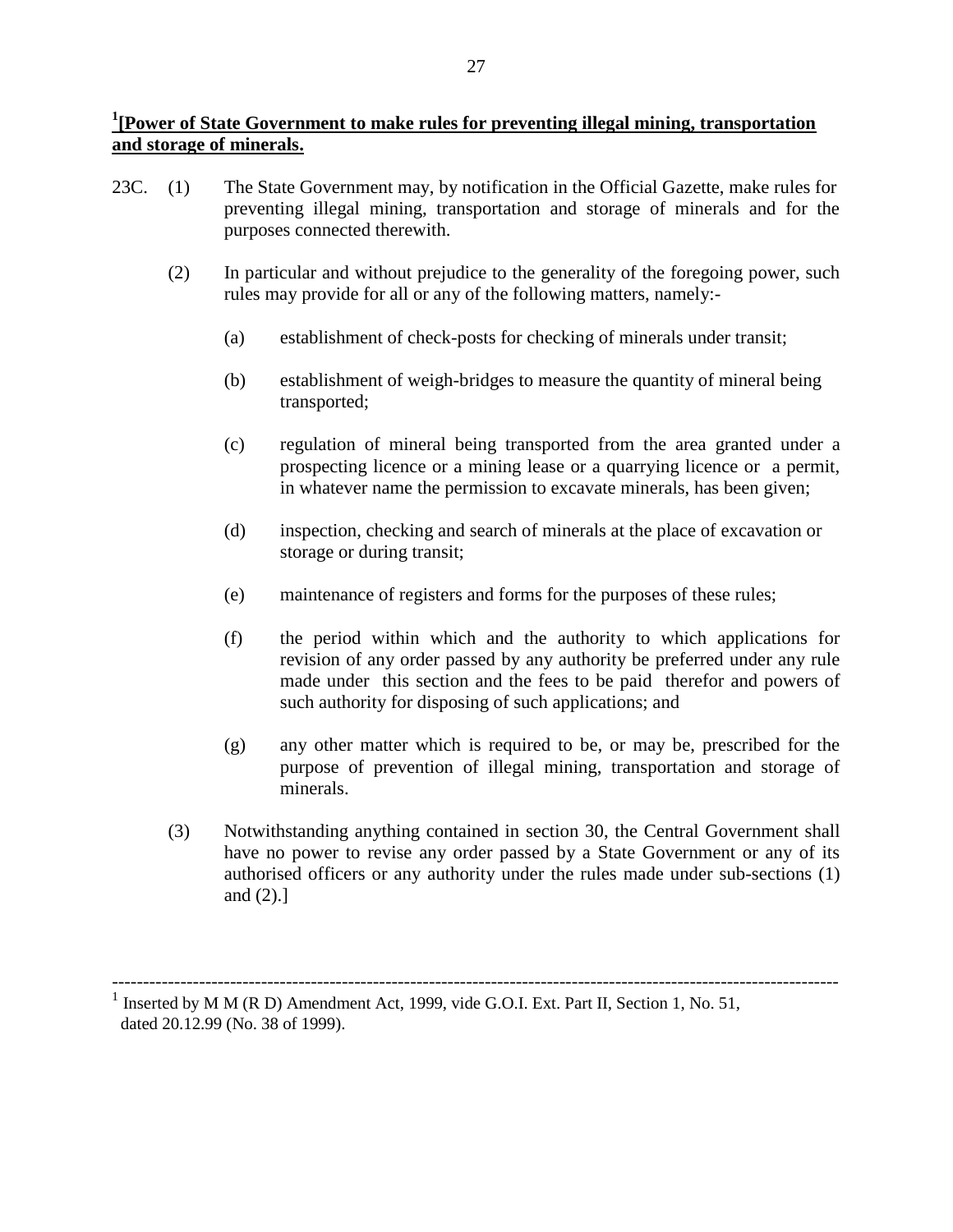**[1][Power of State Government to make rules for preventing illegal mining, transportation and storage of minerals.**

23C. (1) The State Government may, by notification in the Official Gazette, make rules for preventing illegal mining, transportation and storage of minerals and for the purposes connected therewith.

(2) In particular and without prejudice to the generality of the foregoing power, such rules may provide for all or any of the following matters, namely:-

(a) establishment of check-posts for checking of minerals under transit;

(b) establishment of weigh-bridges to measure the quantity of mineral being transported;

(c) regulation of mineral being transported from the area granted under a prospecting licence or a mining lease or a quarrying licence or a permit, in whatever name the permission to excavate minerals, has been given;

(d) inspection, checking and search of minerals at the place of excavation or storage or during transit;

(e) maintenance of registers and forms for the purposes of these rules;

(f) the period within which and the authority to which applications for revision of any order passed by any authority be preferred under any rule made under this section and the fees to be paid therefor and powers of such authority for disposing of such applications; and

(g) any other matter which is required to be, or may be, prescribed for the purpose of prevention of illegal mining, transportation and storage of minerals.

(3) Notwithstanding anything contained in section 30, the Central Government shall have no power to revise any order passed by a State Government or any of its authorised officers or any authority under the rules made under sub-sections (1) and (2).]

---

[1] Inserted by M M (R D) Amendment Act, 1999, vide G.O.I. Ext. Part II, Section 1, No. 51, dated 20.12.99 (No. 38 of 1999).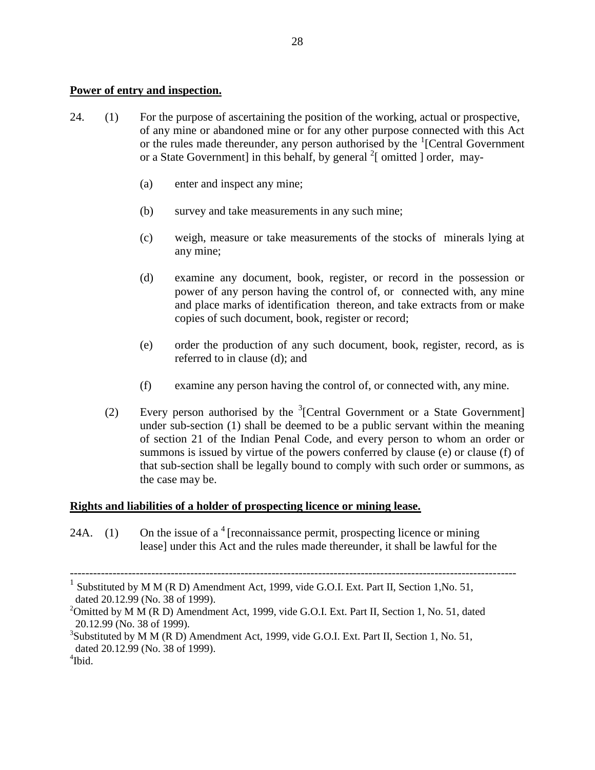**Power of entry and inspection.**

24. (1) For the purpose of ascertaining the position of the working, actual or prospective, of any mine or abandoned mine or for any other purpose connected with this Act or the rules made thereunder, any person authorised by the [1][Central Government or a State Government] in this behalf, by general [2][ omitted ] order, may-

    (a) enter and inspect any mine;

    (b) survey and take measurements in any such mine;

    (c) weigh, measure or take measurements of the stocks of minerals lying at any mine;

    (d) examine any document, book, register, or record in the possession or power of any person having the control of, or connected with, any mine and place marks of identification thereon, and take extracts from or make copies of such document, book, register or record;

    (e) order the production of any such document, book, register, record, as is referred to in clause (d); and

    (f) examine any person having the control of, or connected with, any mine.

(2) Every person authorised by the [3][Central Government or a State Government] under sub-section (1) shall be deemed to be a public servant within the meaning of section 21 of the Indian Penal Code, and every person to whom an order or summons is issued by virtue of the powers conferred by clause (e) or clause (f) of that sub-section shall be legally bound to comply with such order or summons, as the case may be.

**Rights and liabilities of a holder of prospecting licence or mining lease.**

24A. (1) On the issue of a [4] [reconnaissance permit, prospecting licence or mining lease] under this Act and the rules made thereunder, it shall be lawful for the

---

[1] Substituted by M M (R D) Amendment Act, 1999, vide G.O.I. Ext. Part II, Section 1,No. 51, dated 20.12.99 (No. 38 of 1999).

[2] Omitted by M M (R D) Amendment Act, 1999, vide G.O.I. Ext. Part II, Section 1, No. 51, dated 20.12.99 (No. 38 of 1999).

[3] Substituted by M M (R D) Amendment Act, 1999, vide G.O.I. Ext. Part II, Section 1, No. 51, dated 20.12.99 (No. 38 of 1999).

[4] Ibid.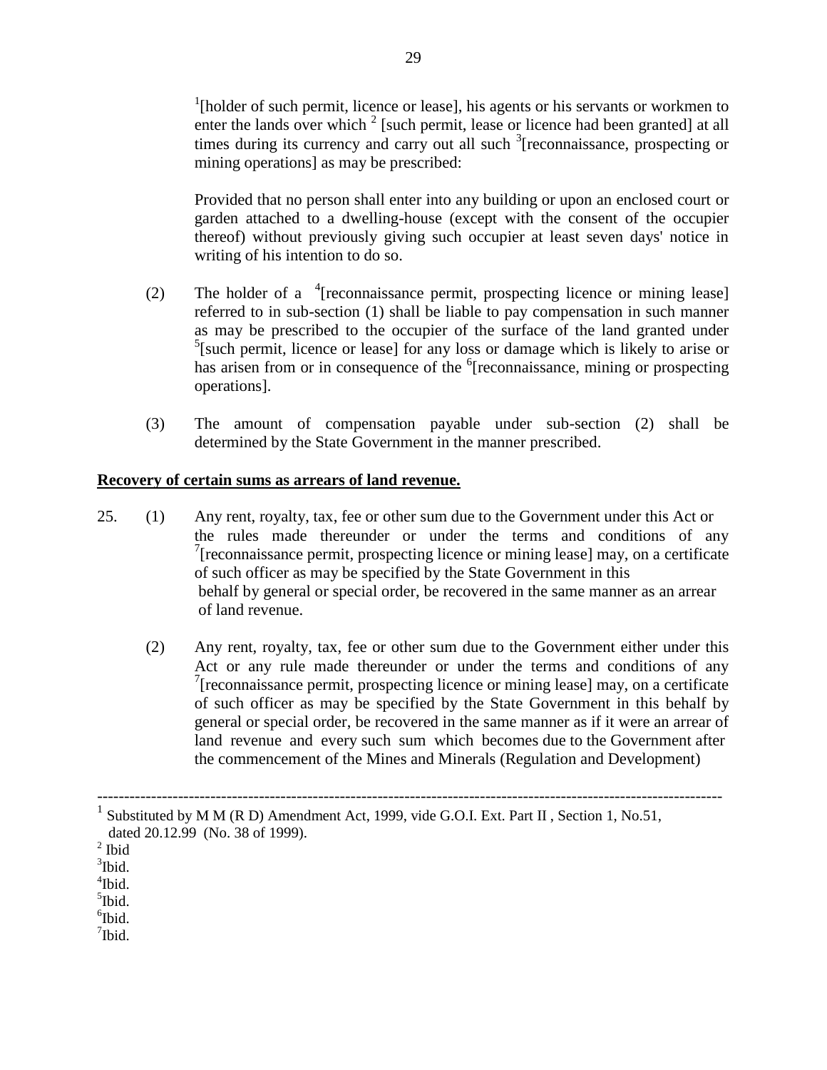[1][holder of such permit, licence or lease], his agents or his servants or workmen to enter the lands over which [2] [such permit, lease or licence had been granted] at all times during its currency and carry out all such [3][reconnaissance, prospecting or mining operations] as may be prescribed:

Provided that no person shall enter into any building or upon an enclosed court or garden attached to a dwelling-house (except with the consent of the occupier thereof) without previously giving such occupier at least seven days' notice in writing of his intention to do so.

(2) The holder of a [4][reconnaissance permit, prospecting licence or mining lease] referred to in sub-section (1) shall be liable to pay compensation in such manner as may be prescribed to the occupier of the surface of the land granted under [5][such permit, licence or lease] for any loss or damage which is likely to arise or has arisen from or in consequence of the [6][reconnaissance, mining or prospecting operations].

(3) The amount of compensation payable under sub-section (2) shall be determined by the State Government in the manner prescribed.

**Recovery of certain sums as arrears of land revenue.**

25. (1) Any rent, royalty, tax, fee or other sum due to the Government under this Act or the rules made thereunder or under the terms and conditions of any [7][reconnaissance permit, prospecting licence or mining lease] may, on a certificate of such officer as may be specified by the State Government in this behalf by general or special order, be recovered in the same manner as an arrear of land revenue.

(2) Any rent, royalty, tax, fee or other sum due to the Government either under this Act or any rule made thereunder or under the terms and conditions of any [7][reconnaissance permit, prospecting licence or mining lease] may, on a certificate of such officer as may be specified by the State Government in this behalf by general or special order, be recovered in the same manner as if it were an arrear of land revenue and every such sum which becomes due to the Government after the commencement of the Mines and Minerals (Regulation and Development)

---

[1] Substituted by M M (R D) Amendment Act, 1999, vide G.O.I. Ext. Part II , Section 1, No.51, dated 20.12.99 (No. 38 of 1999).

[2] Ibid

[3] Ibid.

[4] Ibid.

[5] Ibid.

[6] Ibid.

[7] Ibid.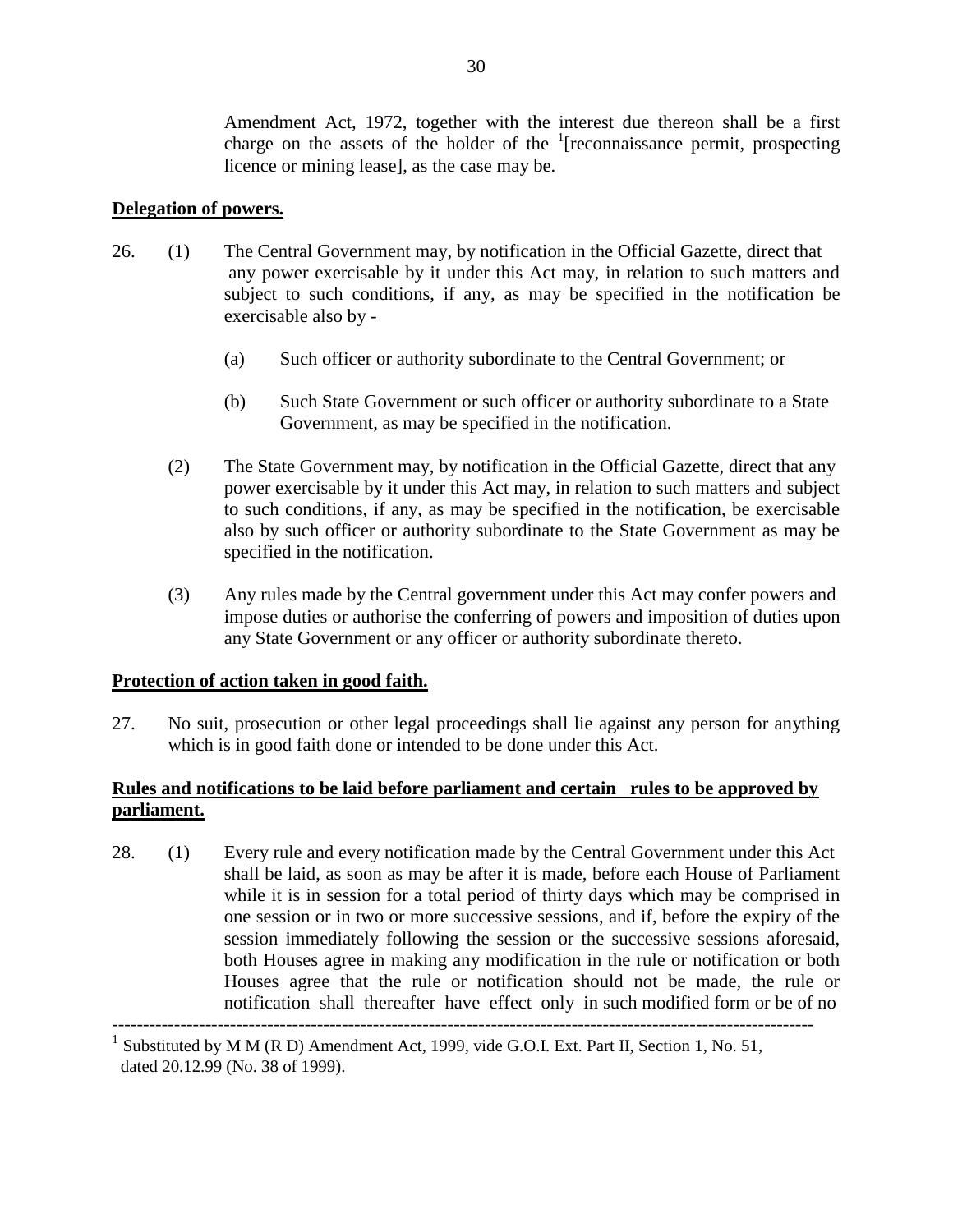Amendment Act, 1972, together with the interest due thereon shall be a first charge on the assets of the holder of the [1][reconnaissance permit, prospecting licence or mining lease], as the case may be.

**Delegation of powers.**

26. (1) The Central Government may, by notification in the Official Gazette, direct that any power exercisable by it under this Act may, in relation to such matters and subject to such conditions, if any, as may be specified in the notification be exercisable also by -

(a) Such officer or authority subordinate to the Central Government; or

(b) Such State Government or such officer or authority subordinate to a State Government, as may be specified in the notification.

(2) The State Government may, by notification in the Official Gazette, direct that any power exercisable by it under this Act may, in relation to such matters and subject to such conditions, if any, as may be specified in the notification, be exercisable also by such officer or authority subordinate to the State Government as may be specified in the notification.

(3) Any rules made by the Central government under this Act may confer powers and impose duties or authorise the conferring of powers and imposition of duties upon any State Government or any officer or authority subordinate thereto.

**Protection of action taken in good faith.**

27. No suit, prosecution or other legal proceedings shall lie against any person for anything which is in good faith done or intended to be done under this Act.

**Rules and notifications to be laid before parliament and certain rules to be approved by parliament.**

28. (1) Every rule and every notification made by the Central Government under this Act shall be laid, as soon as may be after it is made, before each House of Parliament while it is in session for a total period of thirty days which may be comprised in one session or in two or more successive sessions, and if, before the expiry of the session immediately following the session or the successive sessions aforesaid, both Houses agree in making any modification in the rule or notification or both Houses agree that the rule or notification should not be made, the rule or notification shall thereafter have effect only in such modified form or be of no

---

[1] Substituted by M M (R D) Amendment Act, 1999, vide G.O.I. Ext. Part II, Section 1, No. 51, dated 20.12.99 (No. 38 of 1999).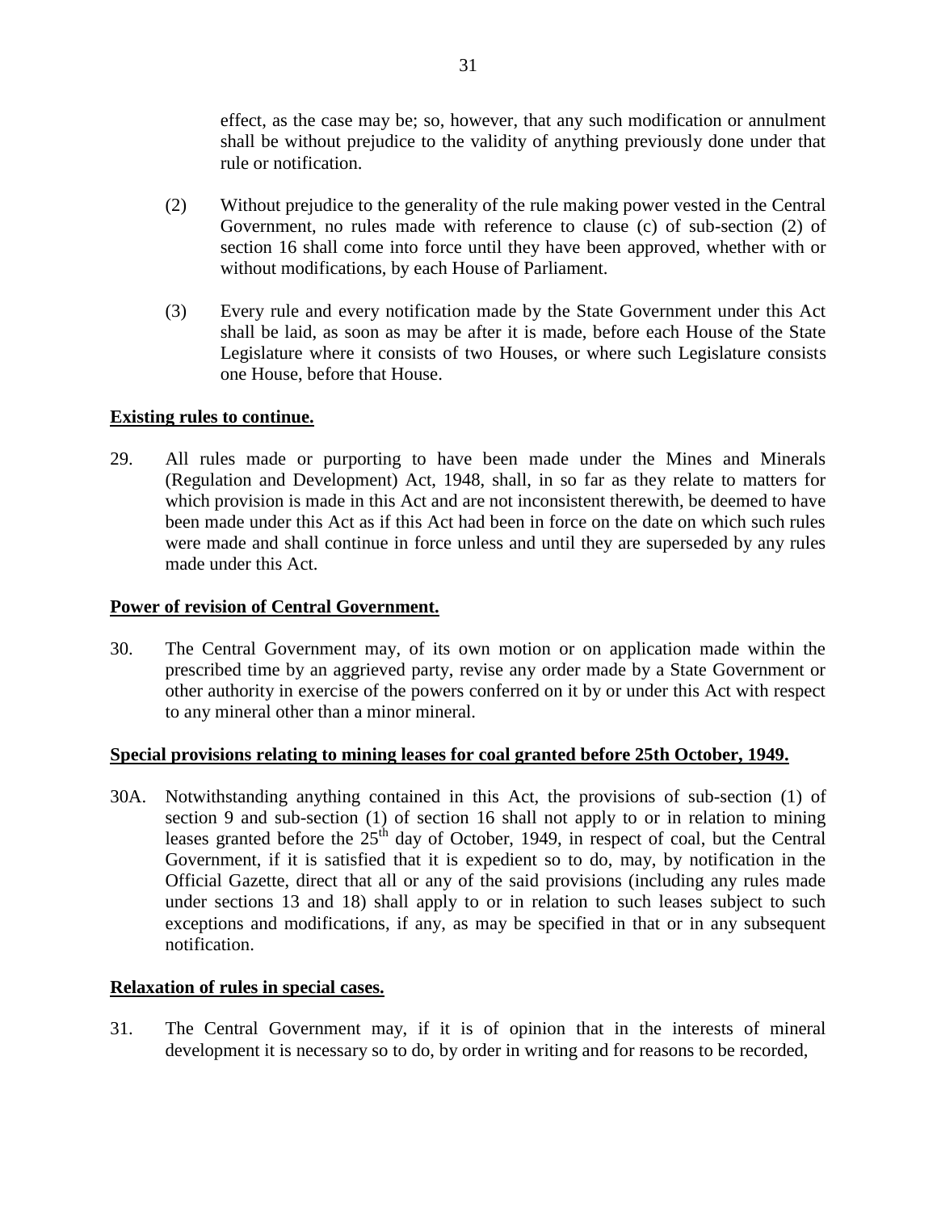effect, as the case may be; so, however, that any such modification or annulment shall be without prejudice to the validity of anything previously done under that rule or notification.

(2) Without prejudice to the generality of the rule making power vested in the Central Government, no rules made with reference to clause (c) of sub-section (2) of section 16 shall come into force until they have been approved, whether with or without modifications, by each House of Parliament.

(3) Every rule and every notification made by the State Government under this Act shall be laid, as soon as may be after it is made, before each House of the State Legislature where it consists of two Houses, or where such Legislature consists one House, before that House.

**Existing rules to continue.**

29. All rules made or purporting to have been made under the Mines and Minerals (Regulation and Development) Act, 1948, shall, in so far as they relate to matters for which provision is made in this Act and are not inconsistent therewith, be deemed to have been made under this Act as if this Act had been in force on the date on which such rules were made and shall continue in force unless and until they are superseded by any rules made under this Act.

**Power of revision of Central Government.**

30. The Central Government may, of its own motion or on application made within the prescribed time by an aggrieved party, revise any order made by a State Government or other authority in exercise of the powers conferred on it by or under this Act with respect to any mineral other than a minor mineral.

**Special provisions relating to mining leases for coal granted before 25th October, 1949.**

30A. Notwithstanding anything contained in this Act, the provisions of sub-section (1) of section 9 and sub-section (1) of section 16 shall not apply to or in relation to mining leases granted before the 25th day of October, 1949, in respect of coal, but the Central Government, if it is satisfied that it is expedient so to do, may, by notification in the Official Gazette, direct that all or any of the said provisions (including any rules made under sections 13 and 18) shall apply to or in relation to such leases subject to such exceptions and modifications, if any, as may be specified in that or in any subsequent notification.

**Relaxation of rules in special cases.**

31. The Central Government may, if it is of opinion that in the interests of mineral development it is necessary so to do, by order in writing and for reasons to be recorded,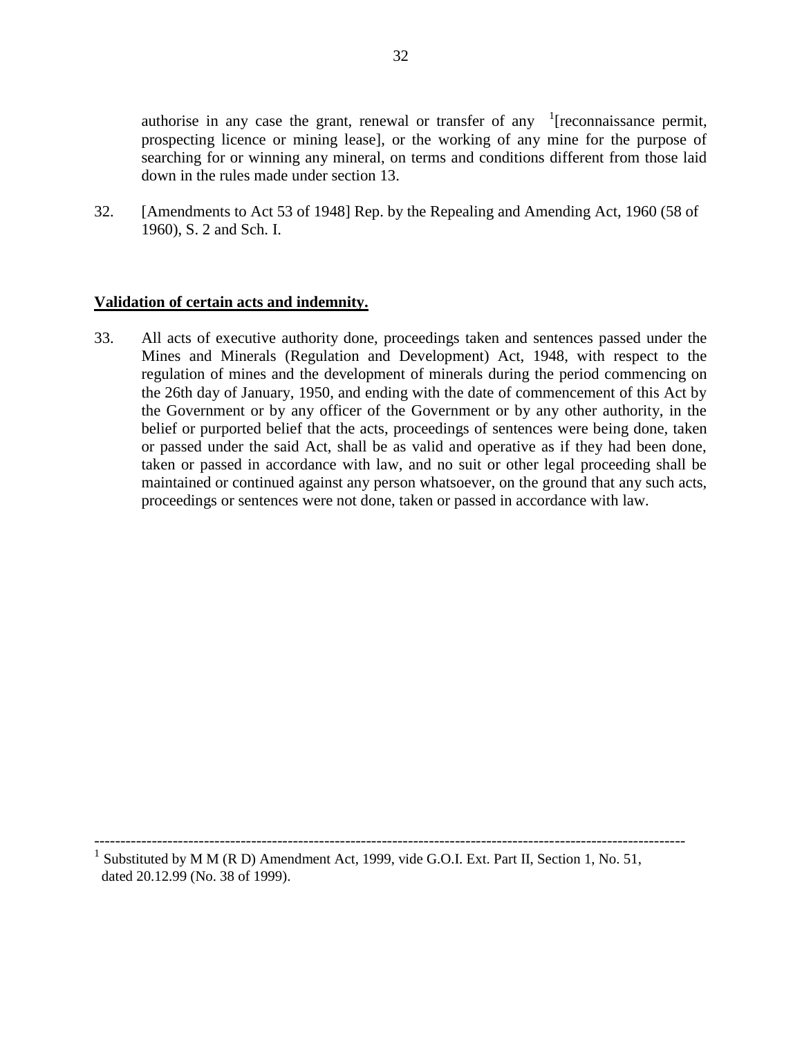authorise in any case the grant, renewal or transfer of any [1][reconnaissance permit, prospecting licence or mining lease], or the working of any mine for the purpose of searching for or winning any mineral, on terms and conditions different from those laid down in the rules made under section 13.

32. [Amendments to Act 53 of 1948] Rep. by the Repealing and Amending Act, 1960 (58 of 1960), S. 2 and Sch. I.

**Validation of certain acts and indemnity.**

33. All acts of executive authority done, proceedings taken and sentences passed under the Mines and Minerals (Regulation and Development) Act, 1948, with respect to the regulation of mines and the development of minerals during the period commencing on the 26th day of January, 1950, and ending with the date of commencement of this Act by the Government or by any officer of the Government or by any other authority, in the belief or purported belief that the acts, proceedings of sentences were being done, taken or passed under the said Act, shall be as valid and operative as if they had been done, taken or passed in accordance with law, and no suit or other legal proceeding shall be maintained or continued against any person whatsoever, on the ground that any such acts, proceedings or sentences were not done, taken or passed in accordance with law.

---

[1] Substituted by M M (R D) Amendment Act, 1999, vide G.O.I. Ext. Part II, Section 1, No. 51, dated 20.12.99 (No. 38 of 1999).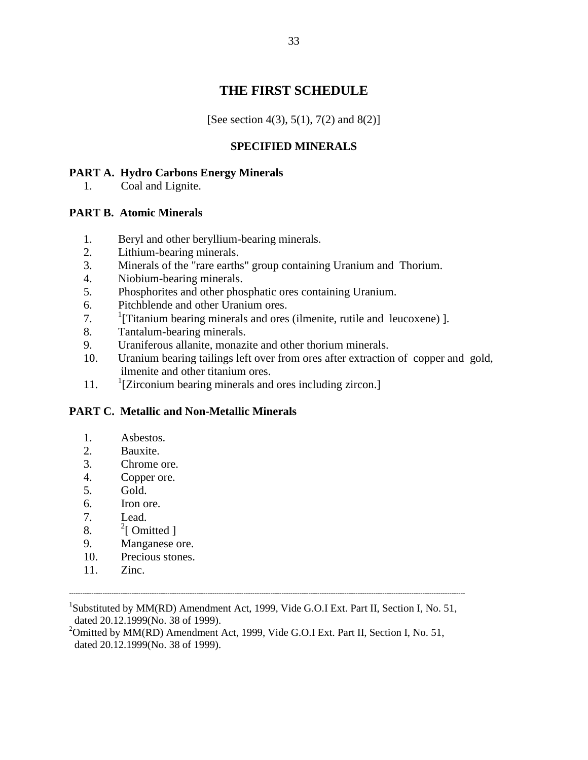# THE FIRST SCHEDULE

[See section 4(3), 5(1), 7(2) and 8(2)]

## SPECIFIED MINERALS

### PART A. Hydro Carbons Energy Minerals

1. Coal and Lignite.

### PART B. Atomic Minerals

1. Beryl and other beryllium-bearing minerals.
2. Lithium-bearing minerals.
3. Minerals of the "rare earths" group containing Uranium and Thorium.
4. Niobium-bearing minerals.
5. Phosphorites and other phosphatic ores containing Uranium.
6. Pitchblende and other Uranium ores.
7. [1][Titanium bearing minerals and ores (ilmenite, rutile and leucoxene) ].
8. Tantalum-bearing minerals.
9. Uraniferous allanite, monazite and other thorium minerals.
10. Uranium bearing tailings left over from ores after extraction of copper and gold, ilmenite and other titanium ores.
11. [1][Zirconium bearing minerals and ores including zircon.]

### PART C. Metallic and Non-Metallic Minerals

1. Asbestos.
2. Bauxite.
3. Chrome ore.
4. Copper ore.
5. Gold.
6. Iron ore.
7. Lead.
8. [2][ Omitted ]
9. Manganese ore.
10. Precious stones.
11. Zinc.

---

[1]Substituted by MM(RD) Amendment Act, 1999, Vide G.O.I Ext. Part II, Section I, No. 51, dated 20.12.1999(No. 38 of 1999).

[2]Omitted by MM(RD) Amendment Act, 1999, Vide G.O.I Ext. Part II, Section I, No. 51, dated 20.12.1999(No. 38 of 1999).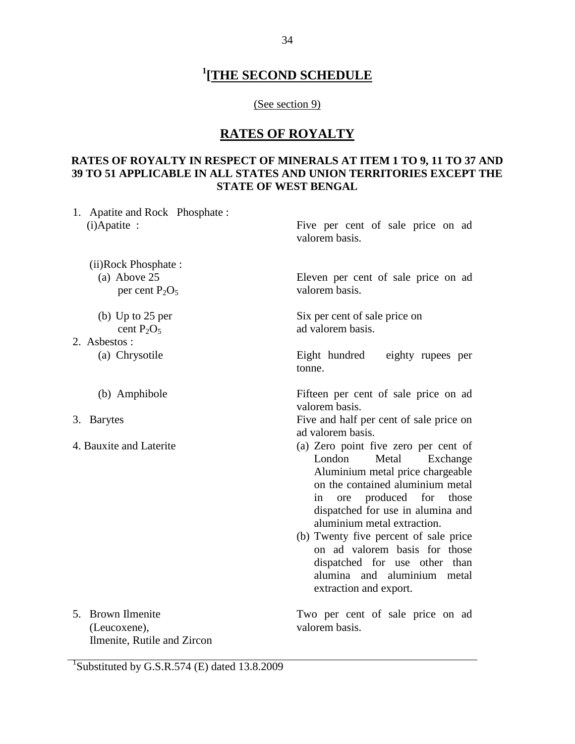# [1][THE SECOND SCHEDULE

(See section 9)

## RATES OF ROYALTY

### RATES OF ROYALTY IN RESPECT OF MINERALS AT ITEM 1 TO 9, 11 TO 37 AND 39 TO 51 APPLICABLE IN ALL STATES AND UNION TERRITORIES EXCEPT THE STATE OF WEST BENGAL

| | |
|---|---|
| 1. Apatite and Rock Phosphate : | |
| (i) Apatite : | Five per cent of sale price on ad valorem basis. |
| (ii) Rock Phosphate : | |
| (a) Above 25 per cent $P_2O_5$ | Eleven per cent of sale price on ad valorem basis. |
| (b) Up to 25 per cent $P_2O_5$ | Six per cent of sale price on ad valorem basis. |
| 2. Asbestos : | |
| (a) Chrysotile | Eight hundred eighty rupees per tonne. |
| (b) Amphibole | Fifteen per cent of sale price on ad valorem basis. |
| 3. Barytes | Five and half per cent of sale price on ad valorem basis. |
| 4. Bauxite and Laterite | (a) Zero point five zero per cent of London Metal Exchange Aluminium metal price chargeable on the contained aluminium metal in ore produced for those dispatched for use in alumina and aluminium metal extraction.<br>(b) Twenty five percent of sale price on ad valorem basis for those dispatched for use other than alumina and aluminium metal extraction and export. |
| 5. Brown Ilmenite (Leucoxene), Ilmenite, Rutile and Zircon | Two per cent of sale price on ad valorem basis. |

[1] Substituted by G.S.R.574 (E) dated 13.8.2009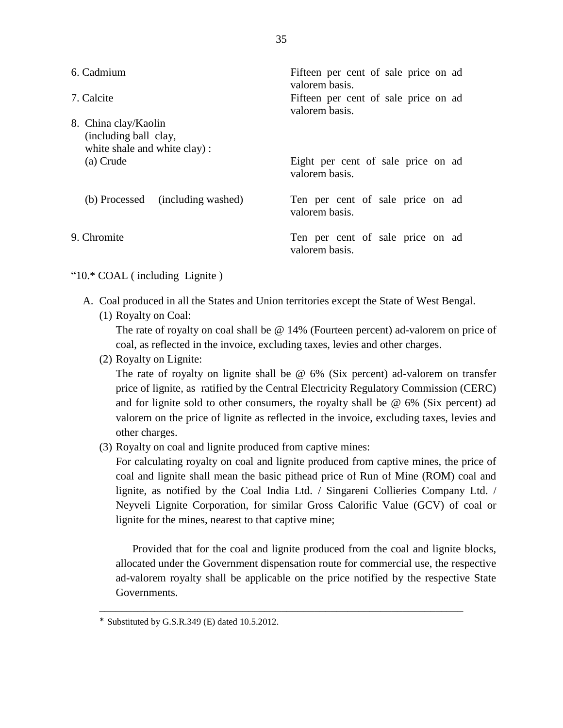| | |
|---|---|
| 6. Cadmium | Fifteen per cent of sale price on ad valorem basis. |
| 7. Calcite | Fifteen per cent of sale price on ad valorem basis. |
| 8. China clay/Kaolin (including ball clay, white shale and white clay) : | |
| (a) Crude | Eight per cent of sale price on ad valorem basis. |
| (b) Processed (including washed) | Ten per cent of sale price on ad valorem basis. |
| 9. Chromite | Ten per cent of sale price on ad valorem basis. |

"10.* COAL ( including Lignite )

A. Coal produced in all the States and Union territories except the State of West Bengal.

(1) Royalty on Coal:

The rate of royalty on coal shall be @ 14% (Fourteen percent) ad-valorem on price of coal, as reflected in the invoice, excluding taxes, levies and other charges.

(2) Royalty on Lignite:

The rate of royalty on lignite shall be @ 6% (Six percent) ad-valorem on transfer price of lignite, as ratified by the Central Electricity Regulatory Commission (CERC) and for lignite sold to other consumers, the royalty shall be @ 6% (Six percent) ad valorem on the price of lignite as reflected in the invoice, excluding taxes, levies and other charges.

(3) Royalty on coal and lignite produced from captive mines:

For calculating royalty on coal and lignite produced from captive mines, the price of coal and lignite shall mean the basic pithead price of Run of Mine (ROM) coal and lignite, as notified by the Coal India Ltd. / Singareni Collieries Company Ltd. / Neyveli Lignite Corporation, for similar Gross Calorific Value (GCV) of coal or lignite for the mines, nearest to that captive mine;

Provided that for the coal and lignite produced from the coal and lignite blocks, allocated under the Government dispensation route for commercial use, the respective ad-valorem royalty shall be applicable on the price notified by the respective State Governments.

---

\* Substituted by G.S.R.349 (E) dated 10.5.2012.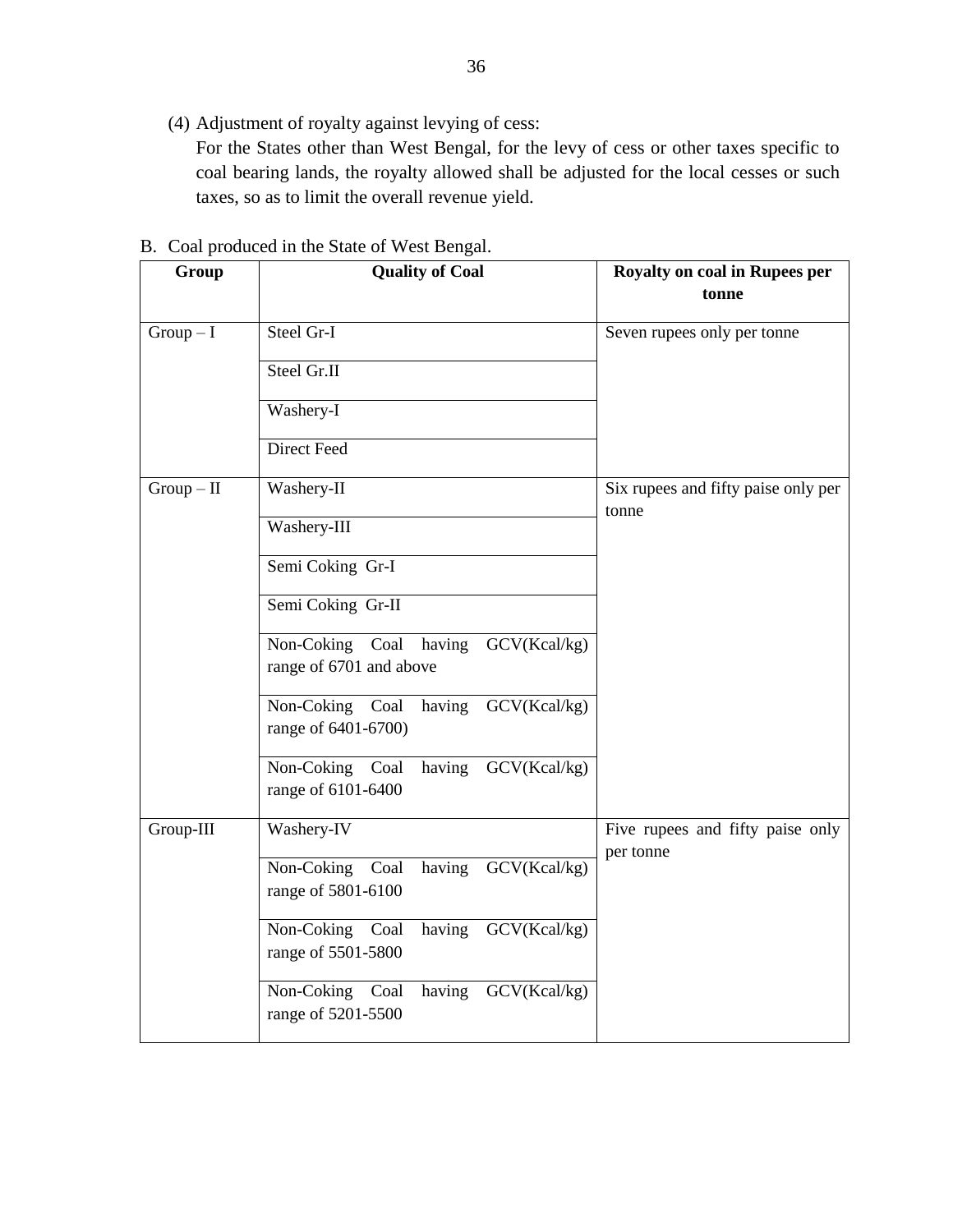(4) Adjustment of royalty against levying of cess:

For the States other than West Bengal, for the levy of cess or other taxes specific to coal bearing lands, the royalty allowed shall be adjusted for the local cesses or such taxes, so as to limit the overall revenue yield.

B. Coal produced in the State of West Bengal.

| Group | Quality of Coal | Royalty on coal in Rupees per tonne |
|---|---|---|
| Group – I | Steel Gr-I | Seven rupees only per tonne |
| | Steel Gr.II | |
| | Washery-I | |
| | Direct Feed | |
| Group – II | Washery-II | Six rupees and fifty paise only per tonne |
| | Washery-III | |
| | Semi Coking Gr-I | |
| | Semi Coking Gr-II | |
| | Non-Coking Coal having GCV(Kcal/kg) range of 6701 and above | |
| | Non-Coking Coal having GCV(Kcal/kg) range of 6401-6700) | |
| | Non-Coking Coal having GCV(Kcal/kg) range of 6101-6400 | |
| Group-III | Washery-IV | Five rupees and fifty paise only per tonne |
| | Non-Coking Coal having GCV(Kcal/kg) range of 5801-6100 | |
| | Non-Coking Coal having GCV(Kcal/kg) range of 5501-5800 | |
| | Non-Coking Coal having GCV(Kcal/kg) range of 5201-5500 | |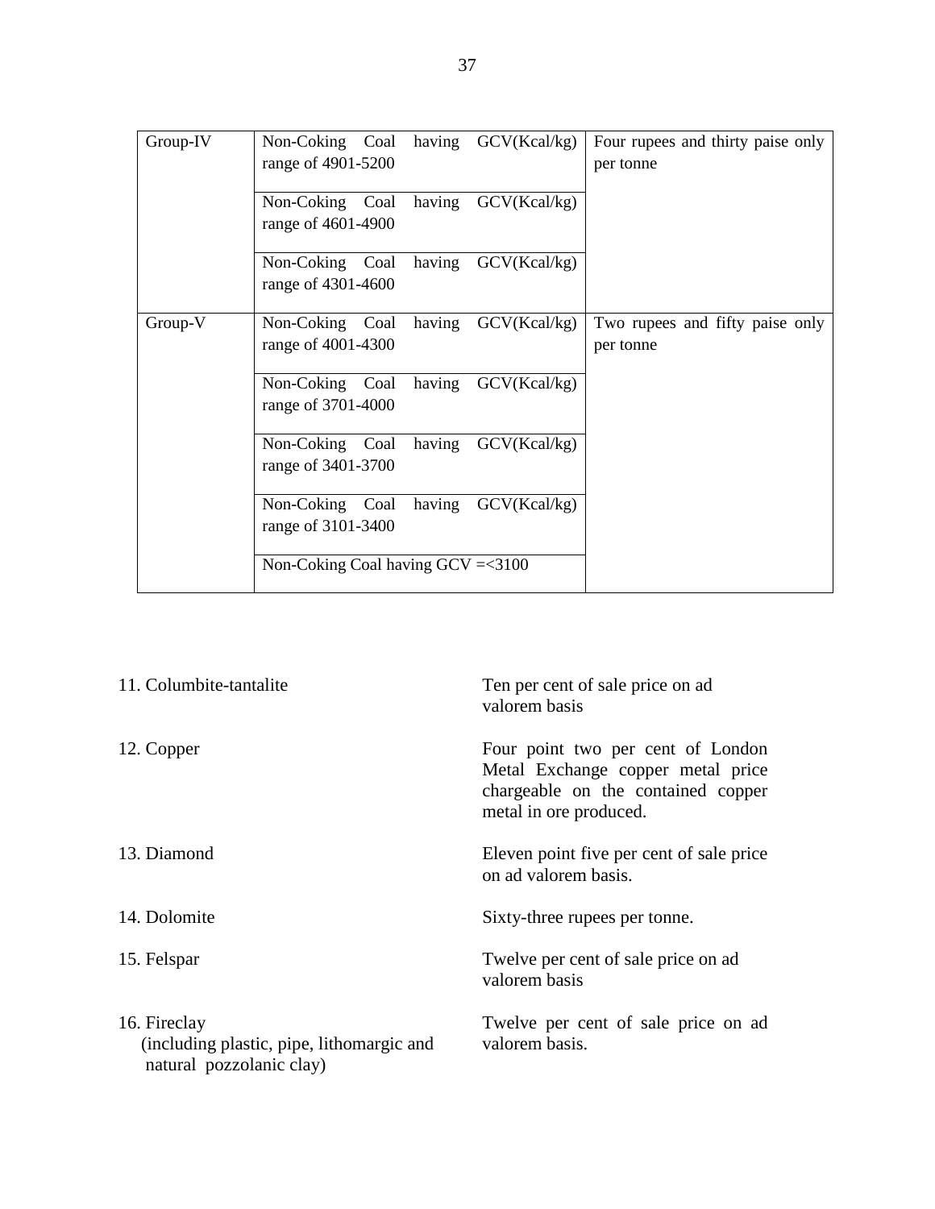| | | |
|---|---|---|
| Group-IV | Non-Coking Coal having GCV(Kcal/kg) range of 4901-5200 | Four rupees and thirty paise only per tonne |
| | Non-Coking Coal having GCV(Kcal/kg) range of 4601-4900 | |
| | Non-Coking Coal having GCV(Kcal/kg) range of 4301-4600 | |
| Group-V | Non-Coking Coal having GCV(Kcal/kg) range of 4001-4300 | Two rupees and fifty paise only per tonne |
| | Non-Coking Coal having GCV(Kcal/kg) range of 3701-4000 | |
| | Non-Coking Coal having GCV(Kcal/kg) range of 3401-3700 | |
| | Non-Coking Coal having GCV(Kcal/kg) range of 3101-3400 | |
| | Non-Coking Coal having GCV =<3100 | |

| | |
|---|---|
| 11. Columbite-tantalite | Ten per cent of sale price on ad valorem basis |
| 12. Copper | Four point two per cent of London Metal Exchange copper metal price chargeable on the contained copper metal in ore produced. |
| 13. Diamond | Eleven point five per cent of sale price on ad valorem basis. |
| 14. Dolomite | Sixty-three rupees per tonne. |
| 15. Felspar | Twelve per cent of sale price on ad valorem basis |
| 16. Fireclay (including plastic, pipe, lithomargic and natural pozzolanic clay) | Twelve per cent of sale price on ad valorem basis. |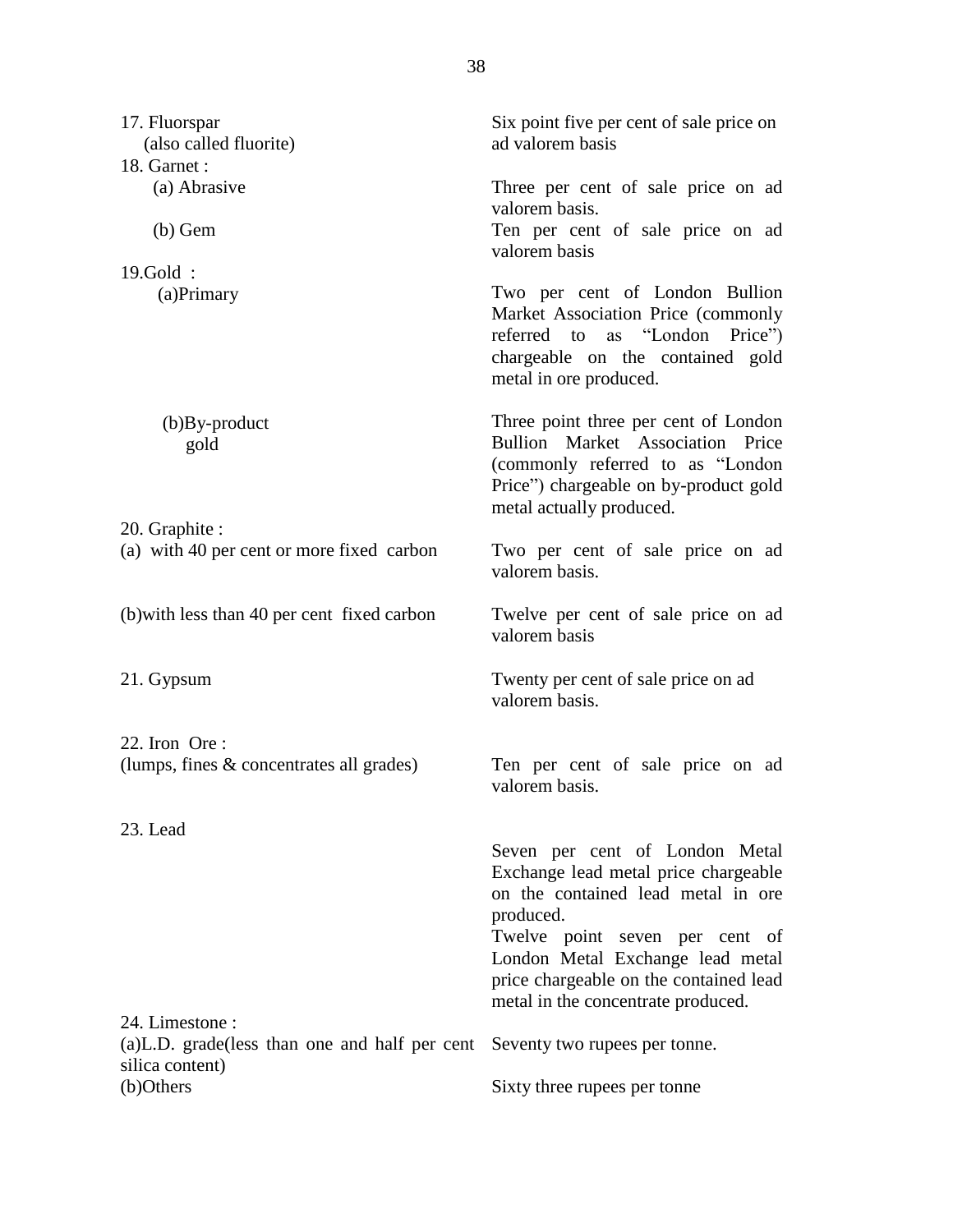| | |
|---|---|
| 17. Fluorspar (also called fluorite) | Six point five per cent of sale price on ad valorem basis |
| 18. Garnet : | |
| (a) Abrasive | Three per cent of sale price on ad valorem basis. |
| (b) Gem | Ten per cent of sale price on ad valorem basis |
| 19.Gold : | |
| (a)Primary | Two per cent of London Bullion Market Association Price (commonly referred to as "London Price") chargeable on the contained gold metal in ore produced. |
| (b)By-product gold | Three point three per cent of London Bullion Market Association Price (commonly referred to as "London Price") chargeable on by-product gold metal actually produced. |
| 20. Graphite : | |
| (a) with 40 per cent or more fixed carbon | Two per cent of sale price on ad valorem basis. |
| (b)with less than 40 per cent fixed carbon | Twelve per cent of sale price on ad valorem basis |
| 21. Gypsum | Twenty per cent of sale price on ad valorem basis. |
| 22. Iron Ore : (lumps, fines & concentrates all grades) | Ten per cent of sale price on ad valorem basis. |
| 23. Lead | Seven per cent of London Metal Exchange lead metal price chargeable on the contained lead metal in ore produced.<br>Twelve point seven per cent of London Metal Exchange lead metal price chargeable on the contained lead metal in the concentrate produced. |
| 24. Limestone : | |
| (a)L.D. grade(less than one and half per cent silica content) | Seventy two rupees per tonne. |
| (b)Others | Sixty three rupees per tonne |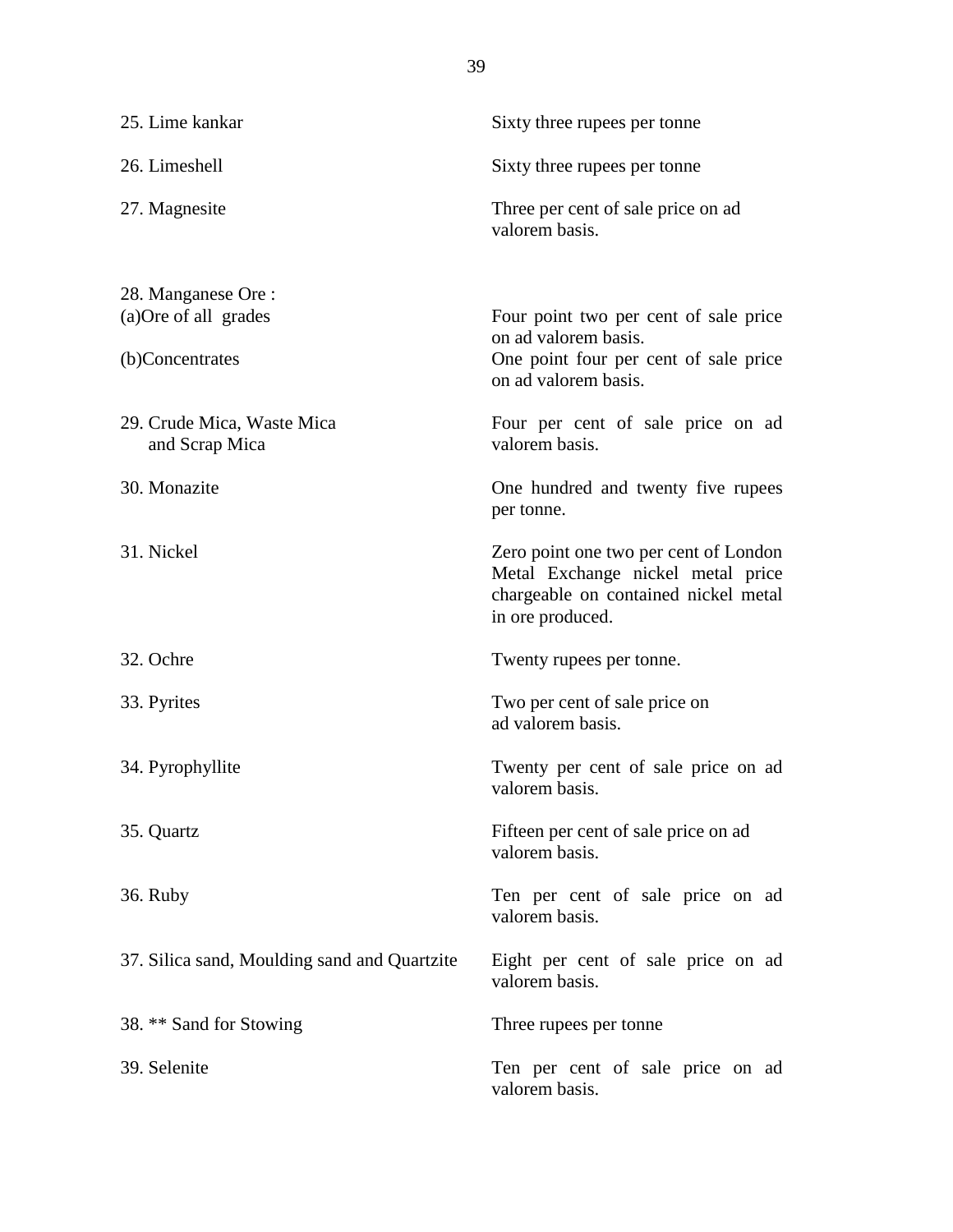| | |
|---|---|
| 25. Lime kankar | Sixty three rupees per tonne |
| 26. Limeshell | Sixty three rupees per tonne |
| 27. Magnesite | Three per cent of sale price on ad valorem basis. |
| 28. Manganese Ore : | |
| (a)Ore of all grades | Four point two per cent of sale price on ad valorem basis. |
| (b)Concentrates | One point four per cent of sale price on ad valorem basis. |
| 29. Crude Mica, Waste Mica and Scrap Mica | Four per cent of sale price on ad valorem basis. |
| 30. Monazite | One hundred and twenty five rupees per tonne. |
| 31. Nickel | Zero point one two per cent of London Metal Exchange nickel metal price chargeable on contained nickel metal in ore produced. |
| 32. Ochre | Twenty rupees per tonne. |
| 33. Pyrites | Two per cent of sale price on ad valorem basis. |
| 34. Pyrophyllite | Twenty per cent of sale price on ad valorem basis. |
| 35. Quartz | Fifteen per cent of sale price on ad valorem basis. |
| 36. Ruby | Ten per cent of sale price on ad valorem basis. |
| 37. Silica sand, Moulding sand and Quartzite | Eight per cent of sale price on ad valorem basis. |
| 38. ** Sand for Stowing | Three rupees per tonne |
| 39. Selenite | Ten per cent of sale price on ad valorem basis. |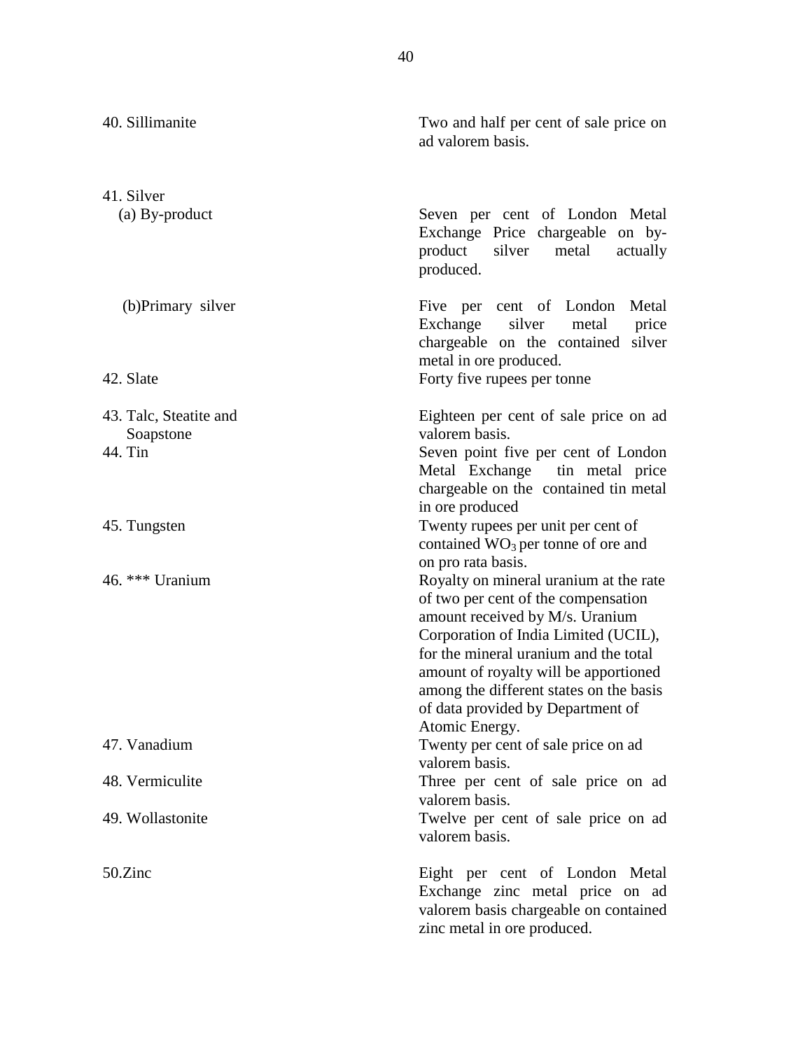| | |
|---|---|
| 40. Sillimanite | Two and half per cent of sale price on ad valorem basis. |
| 41. Silver | |
| (a) By-product | Seven per cent of London Metal Exchange Price chargeable on by-product silver metal actually produced. |
| (b) Primary silver | Five per cent of London Metal Exchange silver metal price chargeable on the contained silver metal in ore produced. |
| 42. Slate | Forty five rupees per tonne |
| 43. Talc, Steatite and Soapstone | Eighteen per cent of sale price on ad valorem basis. |
| 44. Tin | Seven point five per cent of London Metal Exchange tin metal price chargeable on the contained tin metal in ore produced |
| 45. Tungsten | Twenty rupees per unit per cent of contained $WO_3$ per tonne of ore and on pro rata basis. |
| 46. *** Uranium | Royalty on mineral uranium at the rate of two per cent of the compensation amount received by M/s. Uranium Corporation of India Limited (UCIL), for the mineral uranium and the total amount of royalty will be apportioned among the different states on the basis of data provided by Department of Atomic Energy. |
| 47. Vanadium | Twenty per cent of sale price on ad valorem basis. |
| 48. Vermiculite | Three per cent of sale price on ad valorem basis. |
| 49. Wollastonite | Twelve per cent of sale price on ad valorem basis. |
| 50. Zinc | Eight per cent of London Metal Exchange zinc metal price on ad valorem basis chargeable on contained zinc metal in ore produced. |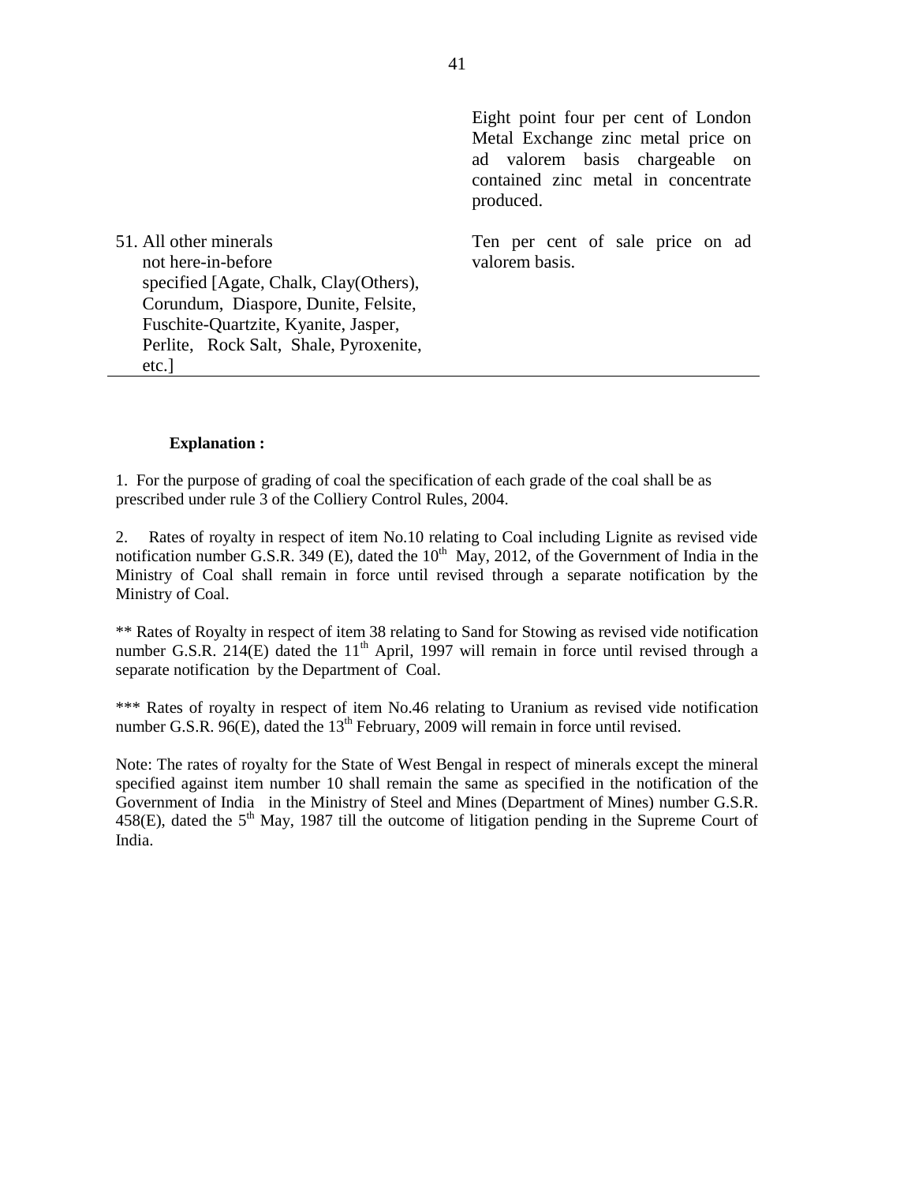| | |
|---|---|
| | Eight point four per cent of London Metal Exchange zinc metal price on ad valorem basis chargeable on contained zinc metal in concentrate produced. |
| 51. All other minerals not here-in-before specified [Agate, Chalk, Clay(Others), Corundum, Diaspore, Dunite, Felsite, Fuschite-Quartzite, Kyanite, Jasper, Perlite, Rock Salt, Shale, Pyroxenite, etc.] | Ten per cent of sale price on ad valorem basis. |

**Explanation :**

1. For the purpose of grading of coal the specification of each grade of the coal shall be as prescribed under rule 3 of the Colliery Control Rules, 2004.

2. Rates of royalty in respect of item No.10 relating to Coal including Lignite as revised vide notification number G.S.R. 349 (E), dated the 10th May, 2012, of the Government of India in the Ministry of Coal shall remain in force until revised through a separate notification by the Ministry of Coal.

** Rates of Royalty in respect of item 38 relating to Sand for Stowing as revised vide notification number G.S.R. 214(E) dated the 11th April, 1997 will remain in force until revised through a separate notification by the Department of Coal.

*** Rates of royalty in respect of item No.46 relating to Uranium as revised vide notification number G.S.R. 96(E), dated the 13th February, 2009 will remain in force until revised.

Note: The rates of royalty for the State of West Bengal in respect of minerals except the mineral specified against item number 10 shall remain the same as specified in the notification of the Government of India in the Ministry of Steel and Mines (Department of Mines) number G.S.R. 458(E), dated the 5th May, 1987 till the outcome of litigation pending in the Supreme Court of India.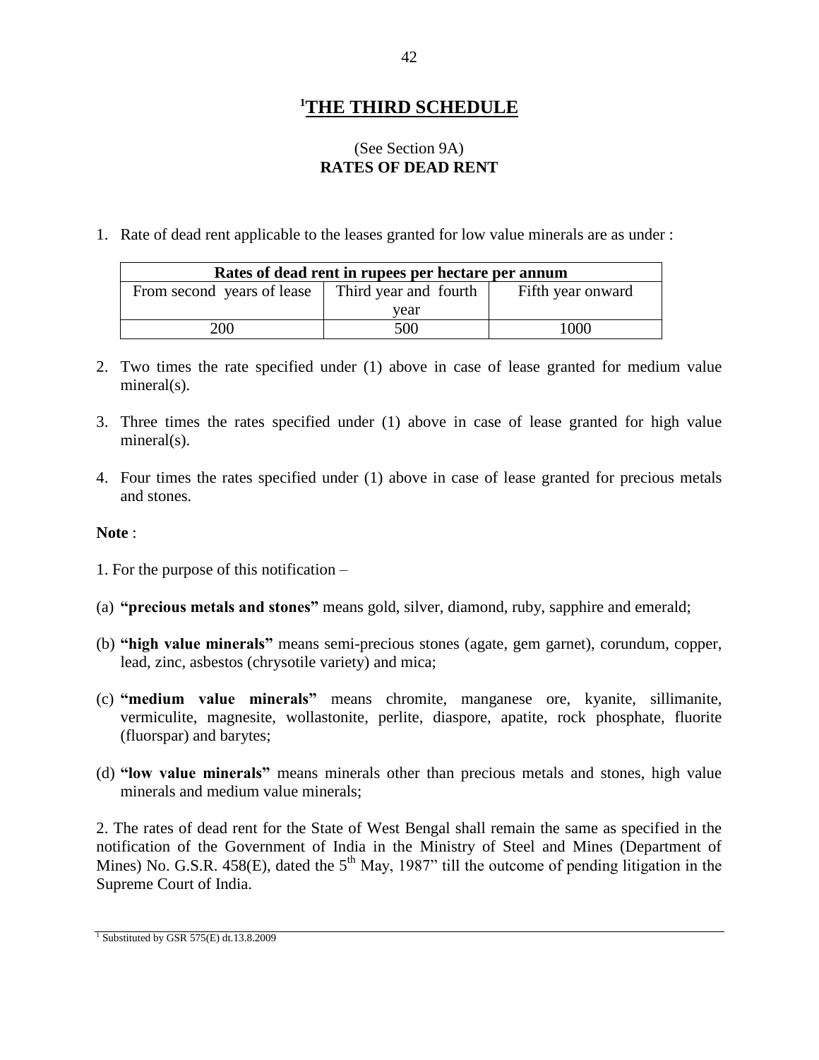# [1]THE THIRD SCHEDULE

(See Section 9A)

**RATES OF DEAD RENT**

1. Rate of dead rent applicable to the leases granted for low value minerals are as under :

| Rates of dead rent in rupees per hectare per annum | | |
|---|---|---|
| From second years of lease | Third year and fourth year | Fifth year onward |
| 200 | 500 | 1000 |

2. Two times the rate specified under (1) above in case of lease granted for medium value mineral(s).

3. Three times the rates specified under (1) above in case of lease granted for high value mineral(s).

4. Four times the rates specified under (1) above in case of lease granted for precious metals and stones.

**Note** :

1. For the purpose of this notification –

(a) **"precious metals and stones"** means gold, silver, diamond, ruby, sapphire and emerald;

(b) **"high value minerals"** means semi-precious stones (agate, gem garnet), corundum, copper, lead, zinc, asbestos (chrysotile variety) and mica;

(c) **"medium value minerals"** means chromite, manganese ore, kyanite, sillimanite, vermiculite, magnesite, wollastonite, perlite, diaspore, apatite, rock phosphate, fluorite (fluorspar) and barytes;

(d) **"low value minerals"** means minerals other than precious metals and stones, high value minerals and medium value minerals;

2. The rates of dead rent for the State of West Bengal shall remain the same as specified in the notification of the Government of India in the Ministry of Steel and Mines (Department of Mines) No. G.S.R. 458(E), dated the 5th May, 1987" till the outcome of pending litigation in the Supreme Court of India.

[1] Substituted by GSR 575(E) dt.13.8.2009